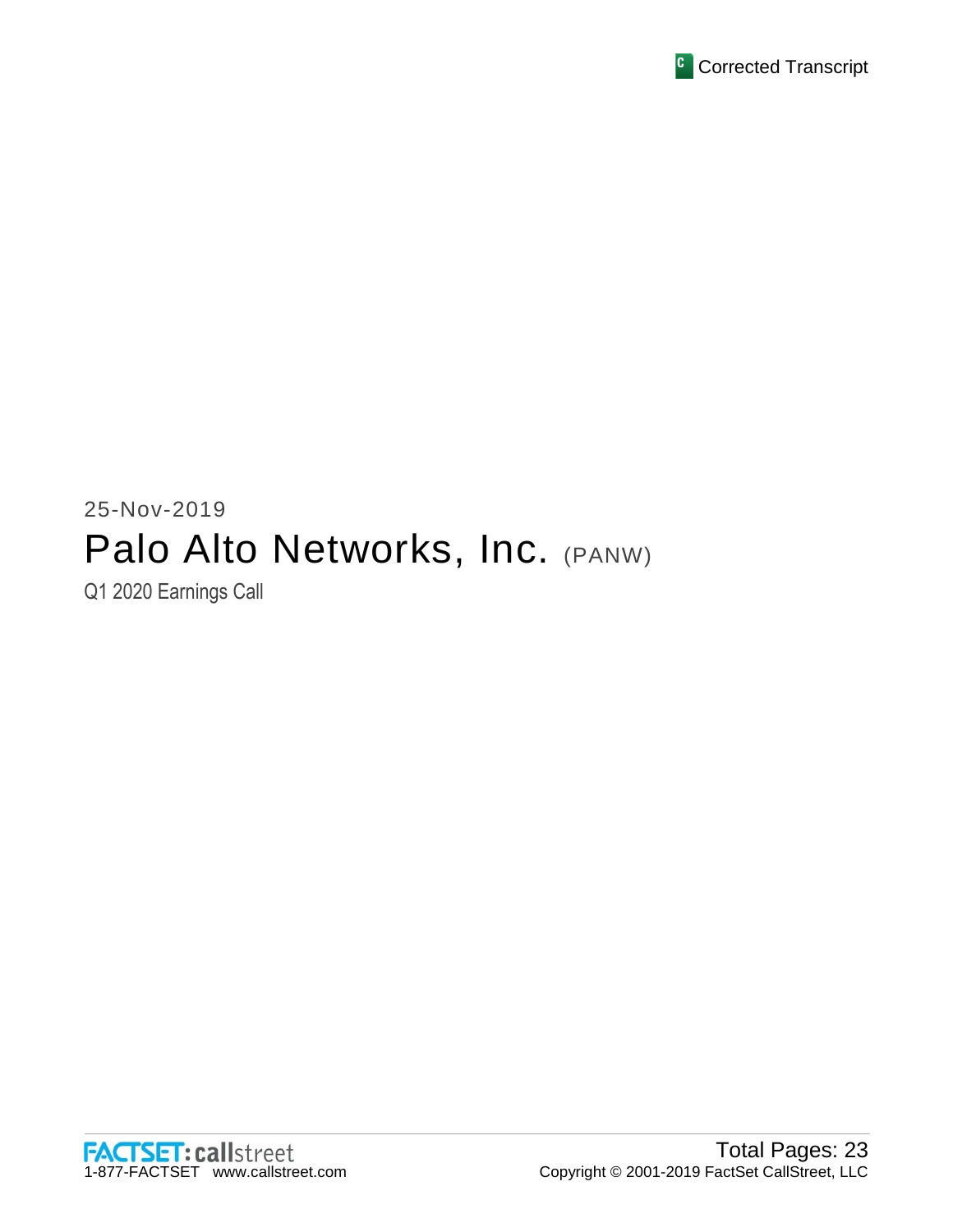Corrected Transcript

25-Nov-2019

# Palo Alto Networks, Inc. (PANW)

Q1 2020 Earnings Call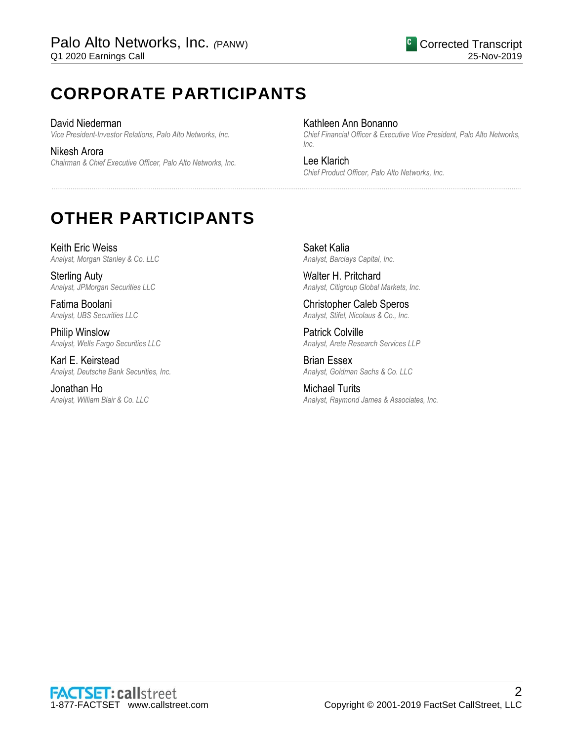# CORPORATE PARTICIPANTS

David Niederman
*Vice President-Investor Relations, Palo Alto Networks, Inc.*

Nikesh Arora
*Chairman & Chief Executive Officer, Palo Alto Networks, Inc.*

Kathleen Ann Bonanno
*Chief Financial Officer & Executive Vice President, Palo Alto Networks, Inc.*

Lee Klarich
*Chief Product Officer, Palo Alto Networks, Inc.*

---

# OTHER PARTICIPANTS

Keith Eric Weiss
*Analyst, Morgan Stanley & Co. LLC*

Sterling Auty
*Analyst, JPMorgan Securities LLC*

Fatima Boolani
*Analyst, UBS Securities LLC*

Philip Winslow
*Analyst, Wells Fargo Securities LLC*

Karl E. Keirstead
*Analyst, Deutsche Bank Securities, Inc.*

Jonathan Ho
*Analyst, William Blair & Co. LLC*

Saket Kalia
*Analyst, Barclays Capital, Inc.*

Walter H. Pritchard
*Analyst, Citigroup Global Markets, Inc.*

Christopher Caleb Speros
*Analyst, Stifel, Nicolaus & Co., Inc.*

Patrick Colville
*Analyst, Arete Research Services LLP*

Brian Essex
*Analyst, Goldman Sachs & Co. LLC*

Michael Turits
*Analyst, Raymond James & Associates, Inc.*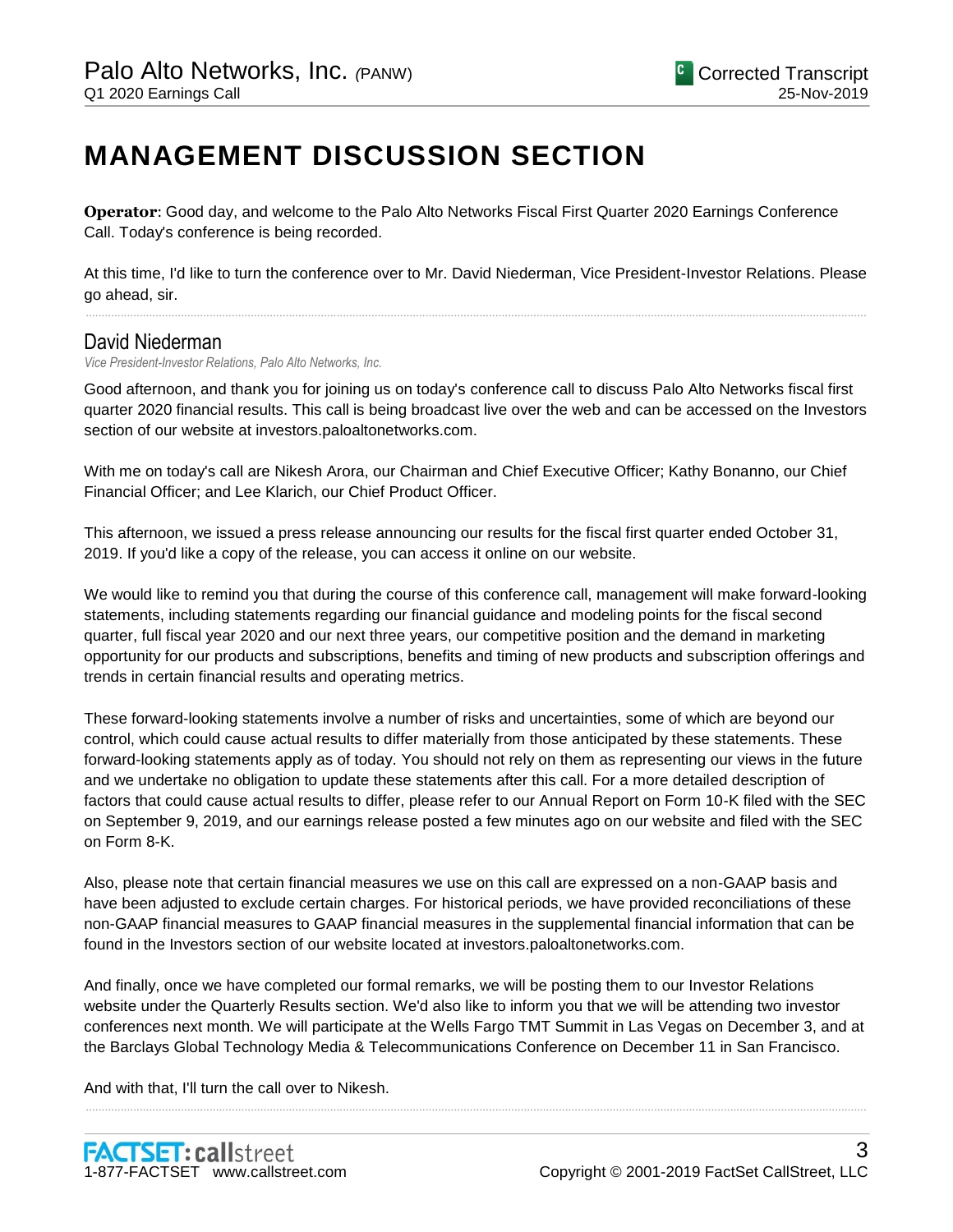# MANAGEMENT DISCUSSION SECTION

**Operator**: Good day, and welcome to the Palo Alto Networks Fiscal First Quarter 2020 Earnings Conference Call. Today's conference is being recorded.

At this time, I'd like to turn the conference over to Mr. David Niederman, Vice President-Investor Relations. Please go ahead, sir.

## David Niederman

*Vice President-Investor Relations, Palo Alto Networks, Inc.*

Good afternoon, and thank you for joining us on today's conference call to discuss Palo Alto Networks fiscal first quarter 2020 financial results. This call is being broadcast live over the web and can be accessed on the Investors section of our website at investors.paloaltonetworks.com.

With me on today's call are Nikesh Arora, our Chairman and Chief Executive Officer; Kathy Bonanno, our Chief Financial Officer; and Lee Klarich, our Chief Product Officer.

This afternoon, we issued a press release announcing our results for the fiscal first quarter ended October 31, 2019. If you'd like a copy of the release, you can access it online on our website.

We would like to remind you that during the course of this conference call, management will make forward-looking statements, including statements regarding our financial guidance and modeling points for the fiscal second quarter, full fiscal year 2020 and our next three years, our competitive position and the demand in marketing opportunity for our products and subscriptions, benefits and timing of new products and subscription offerings and trends in certain financial results and operating metrics.

These forward-looking statements involve a number of risks and uncertainties, some of which are beyond our control, which could cause actual results to differ materially from those anticipated by these statements. These forward-looking statements apply as of today. You should not rely on them as representing our views in the future and we undertake no obligation to update these statements after this call. For a more detailed description of factors that could cause actual results to differ, please refer to our Annual Report on Form 10-K filed with the SEC on September 9, 2019, and our earnings release posted a few minutes ago on our website and filed with the SEC on Form 8-K.

Also, please note that certain financial measures we use on this call are expressed on a non-GAAP basis and have been adjusted to exclude certain charges. For historical periods, we have provided reconciliations of these non-GAAP financial measures to GAAP financial measures in the supplemental financial information that can be found in the Investors section of our website located at investors.paloaltonetworks.com.

And finally, once we have completed our formal remarks, we will be posting them to our Investor Relations website under the Quarterly Results section. We'd also like to inform you that we will be attending two investor conferences next month. We will participate at the Wells Fargo TMT Summit in Las Vegas on December 3, and at the Barclays Global Technology Media & Telecommunications Conference on December 11 in San Francisco.

And with that, I'll turn the call over to Nikesh.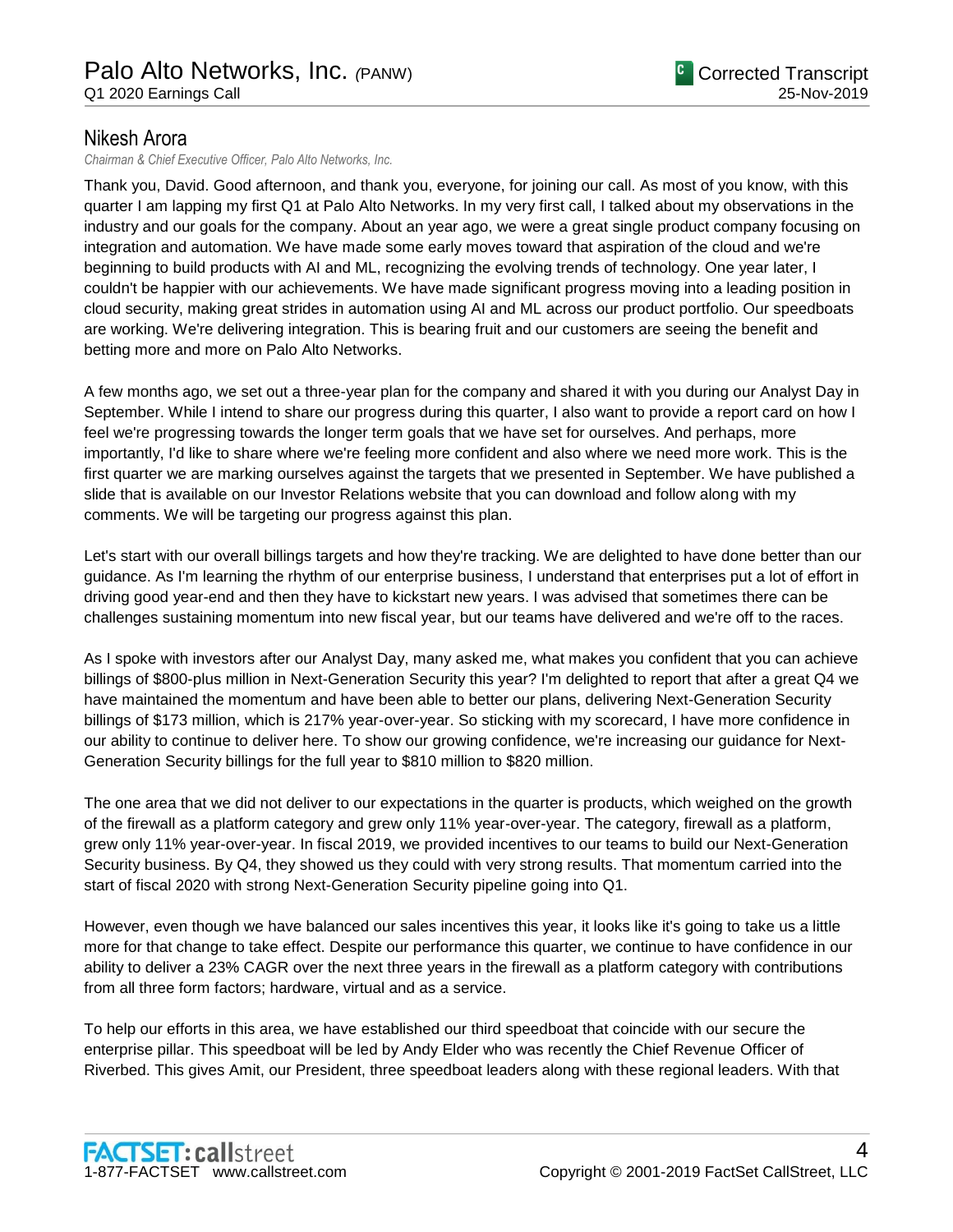## Nikesh Arora

*Chairman & Chief Executive Officer, Palo Alto Networks, Inc.*

Thank you, David. Good afternoon, and thank you, everyone, for joining our call. As most of you know, with this quarter I am lapping my first Q1 at Palo Alto Networks. In my very first call, I talked about my observations in the industry and our goals for the company. About an year ago, we were a great single product company focusing on integration and automation. We have made some early moves toward that aspiration of the cloud and we're beginning to build products with AI and ML, recognizing the evolving trends of technology. One year later, I couldn't be happier with our achievements. We have made significant progress moving into a leading position in cloud security, making great strides in automation using AI and ML across our product portfolio. Our speedboats are working. We're delivering integration. This is bearing fruit and our customers are seeing the benefit and betting more and more on Palo Alto Networks.

A few months ago, we set out a three-year plan for the company and shared it with you during our Analyst Day in September. While I intend to share our progress during this quarter, I also want to provide a report card on how I feel we're progressing towards the longer term goals that we have set for ourselves. And perhaps, more importantly, I'd like to share where we're feeling more confident and also where we need more work. This is the first quarter we are marking ourselves against the targets that we presented in September. We have published a slide that is available on our Investor Relations website that you can download and follow along with my comments. We will be targeting our progress against this plan.

Let's start with our overall billings targets and how they're tracking. We are delighted to have done better than our guidance. As I'm learning the rhythm of our enterprise business, I understand that enterprises put a lot of effort in driving good year-end and then they have to kickstart new years. I was advised that sometimes there can be challenges sustaining momentum into new fiscal year, but our teams have delivered and we're off to the races.

As I spoke with investors after our Analyst Day, many asked me, what makes you confident that you can achieve billings of $800-plus million in Next-Generation Security this year? I'm delighted to report that after a great Q4 we have maintained the momentum and have been able to better our plans, delivering Next-Generation Security billings of $173 million, which is 217% year-over-year. So sticking with my scorecard, I have more confidence in our ability to continue to deliver here. To show our growing confidence, we're increasing our guidance for Next-Generation Security billings for the full year to $810 million to $820 million.

The one area that we did not deliver to our expectations in the quarter is products, which weighed on the growth of the firewall as a platform category and grew only 11% year-over-year. The category, firewall as a platform, grew only 11% year-over-year. In fiscal 2019, we provided incentives to our teams to build our Next-Generation Security business. By Q4, they showed us they could with very strong results. That momentum carried into the start of fiscal 2020 with strong Next-Generation Security pipeline going into Q1.

However, even though we have balanced our sales incentives this year, it looks like it's going to take us a little more for that change to take effect. Despite our performance this quarter, we continue to have confidence in our ability to deliver a 23% CAGR over the next three years in the firewall as a platform category with contributions from all three form factors; hardware, virtual and as a service.

To help our efforts in this area, we have established our third speedboat that coincide with our secure the enterprise pillar. This speedboat will be led by Andy Elder who was recently the Chief Revenue Officer of Riverbed. This gives Amit, our President, three speedboat leaders along with these regional leaders. With that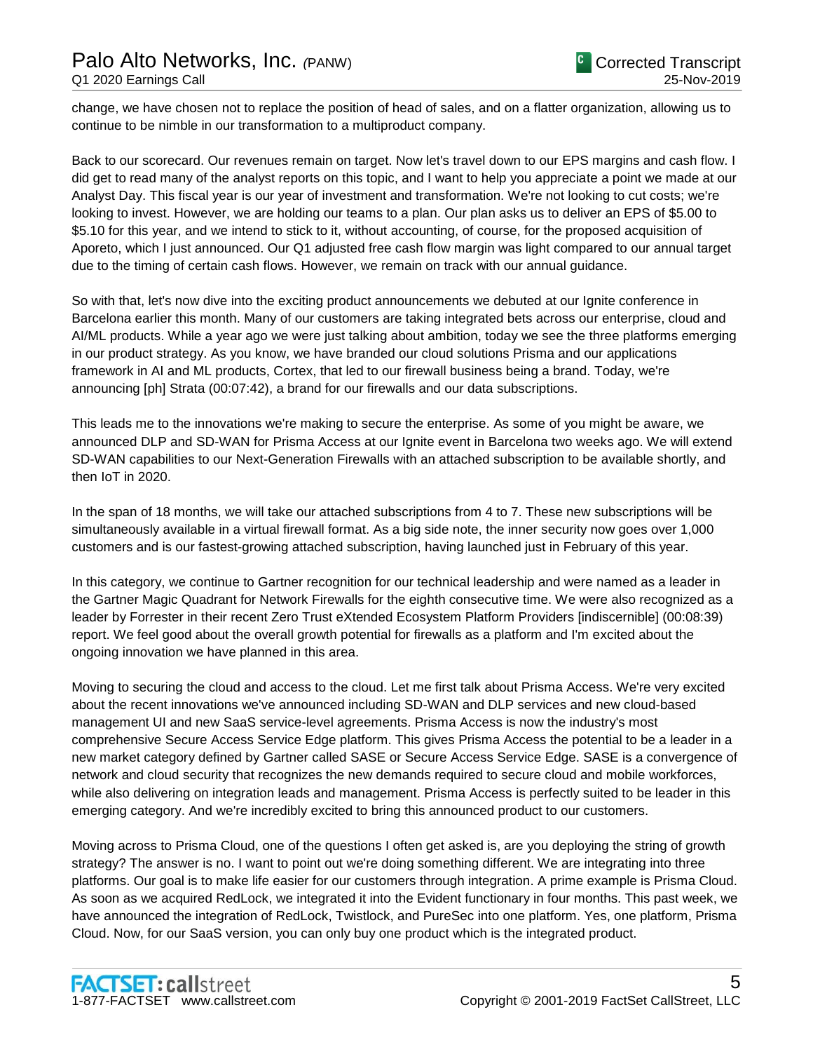change, we have chosen not to replace the position of head of sales, and on a flatter organization, allowing us to continue to be nimble in our transformation to a multiproduct company.

Back to our scorecard. Our revenues remain on target. Now let's travel down to our EPS margins and cash flow. I did get to read many of the analyst reports on this topic, and I want to help you appreciate a point we made at our Analyst Day. This fiscal year is our year of investment and transformation. We're not looking to cut costs; we're looking to invest. However, we are holding our teams to a plan. Our plan asks us to deliver an EPS of $5.00 to $5.10 for this year, and we intend to stick to it, without accounting, of course, for the proposed acquisition of Aporeto, which I just announced. Our Q1 adjusted free cash flow margin was light compared to our annual target due to the timing of certain cash flows. However, we remain on track with our annual guidance.

So with that, let's now dive into the exciting product announcements we debuted at our Ignite conference in Barcelona earlier this month. Many of our customers are taking integrated bets across our enterprise, cloud and AI/ML products. While a year ago we were just talking about ambition, today we see the three platforms emerging in our product strategy. As you know, we have branded our cloud solutions Prisma and our applications framework in AI and ML products, Cortex, that led to our firewall business being a brand. Today, we're announcing [ph] Strata (00:07:42), a brand for our firewalls and our data subscriptions.

This leads me to the innovations we're making to secure the enterprise. As some of you might be aware, we announced DLP and SD-WAN for Prisma Access at our Ignite event in Barcelona two weeks ago. We will extend SD-WAN capabilities to our Next-Generation Firewalls with an attached subscription to be available shortly, and then IoT in 2020.

In the span of 18 months, we will take our attached subscriptions from 4 to 7. These new subscriptions will be simultaneously available in a virtual firewall format. As a big side note, the inner security now goes over 1,000 customers and is our fastest-growing attached subscription, having launched just in February of this year.

In this category, we continue to Gartner recognition for our technical leadership and were named as a leader in the Gartner Magic Quadrant for Network Firewalls for the eighth consecutive time. We were also recognized as a leader by Forrester in their recent Zero Trust eXtended Ecosystem Platform Providers [indiscernible] (00:08:39) report. We feel good about the overall growth potential for firewalls as a platform and I'm excited about the ongoing innovation we have planned in this area.

Moving to securing the cloud and access to the cloud. Let me first talk about Prisma Access. We're very excited about the recent innovations we've announced including SD-WAN and DLP services and new cloud-based management UI and new SaaS service-level agreements. Prisma Access is now the industry's most comprehensive Secure Access Service Edge platform. This gives Prisma Access the potential to be a leader in a new market category defined by Gartner called SASE or Secure Access Service Edge. SASE is a convergence of network and cloud security that recognizes the new demands required to secure cloud and mobile workforces, while also delivering on integration leads and management. Prisma Access is perfectly suited to be leader in this emerging category. And we're incredibly excited to bring this announced product to our customers.

Moving across to Prisma Cloud, one of the questions I often get asked is, are you deploying the string of growth strategy? The answer is no. I want to point out we're doing something different. We are integrating into three platforms. Our goal is to make life easier for our customers through integration. A prime example is Prisma Cloud. As soon as we acquired RedLock, we integrated it into the Evident functionary in four months. This past week, we have announced the integration of RedLock, Twistlock, and PureSec into one platform. Yes, one platform, Prisma Cloud. Now, for our SaaS version, you can only buy one product which is the integrated product.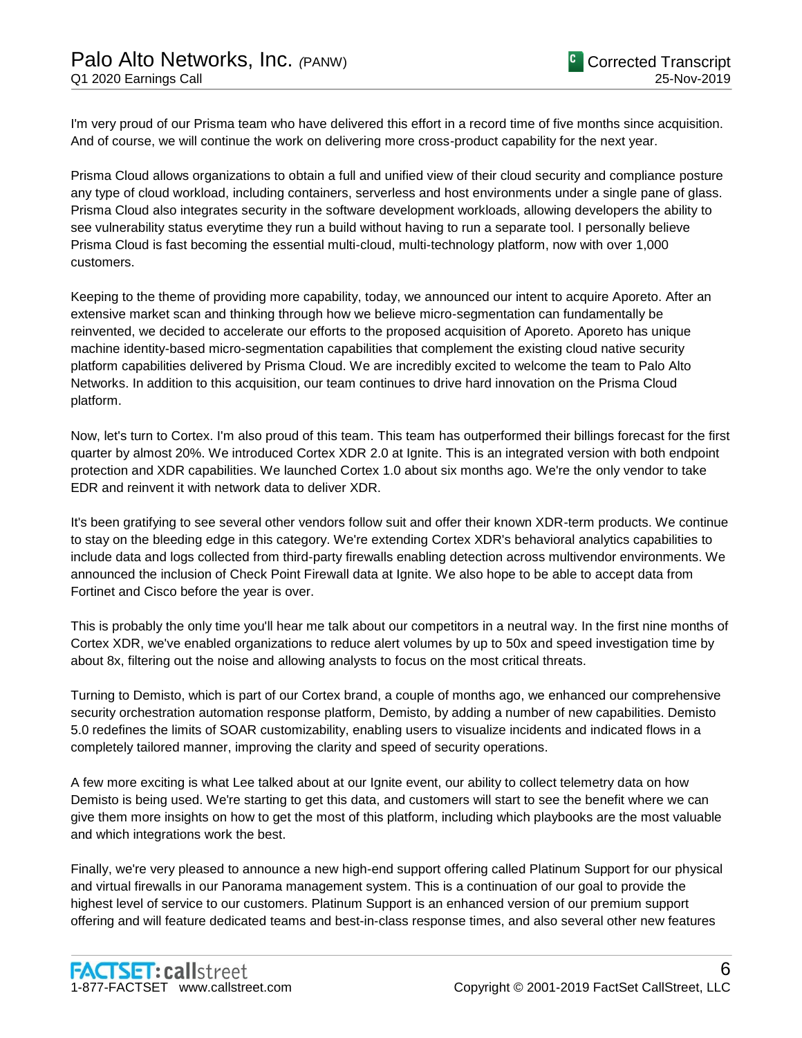I'm very proud of our Prisma team who have delivered this effort in a record time of five months since acquisition. And of course, we will continue the work on delivering more cross-product capability for the next year.

Prisma Cloud allows organizations to obtain a full and unified view of their cloud security and compliance posture any type of cloud workload, including containers, serverless and host environments under a single pane of glass. Prisma Cloud also integrates security in the software development workloads, allowing developers the ability to see vulnerability status everytime they run a build without having to run a separate tool. I personally believe Prisma Cloud is fast becoming the essential multi-cloud, multi-technology platform, now with over 1,000 customers.

Keeping to the theme of providing more capability, today, we announced our intent to acquire Aporeto. After an extensive market scan and thinking through how we believe micro-segmentation can fundamentally be reinvented, we decided to accelerate our efforts to the proposed acquisition of Aporeto. Aporeto has unique machine identity-based micro-segmentation capabilities that complement the existing cloud native security platform capabilities delivered by Prisma Cloud. We are incredibly excited to welcome the team to Palo Alto Networks. In addition to this acquisition, our team continues to drive hard innovation on the Prisma Cloud platform.

Now, let's turn to Cortex. I'm also proud of this team. This team has outperformed their billings forecast for the first quarter by almost 20%. We introduced Cortex XDR 2.0 at Ignite. This is an integrated version with both endpoint protection and XDR capabilities. We launched Cortex 1.0 about six months ago. We're the only vendor to take EDR and reinvent it with network data to deliver XDR.

It's been gratifying to see several other vendors follow suit and offer their known XDR-term products. We continue to stay on the bleeding edge in this category. We're extending Cortex XDR's behavioral analytics capabilities to include data and logs collected from third-party firewalls enabling detection across multivendor environments. We announced the inclusion of Check Point Firewall data at Ignite. We also hope to be able to accept data from Fortinet and Cisco before the year is over.

This is probably the only time you'll hear me talk about our competitors in a neutral way. In the first nine months of Cortex XDR, we've enabled organizations to reduce alert volumes by up to 50x and speed investigation time by about 8x, filtering out the noise and allowing analysts to focus on the most critical threats.

Turning to Demisto, which is part of our Cortex brand, a couple of months ago, we enhanced our comprehensive security orchestration automation response platform, Demisto, by adding a number of new capabilities. Demisto 5.0 redefines the limits of SOAR customizability, enabling users to visualize incidents and indicated flows in a completely tailored manner, improving the clarity and speed of security operations.

A few more exciting is what Lee talked about at our Ignite event, our ability to collect telemetry data on how Demisto is being used. We're starting to get this data, and customers will start to see the benefit where we can give them more insights on how to get the most of this platform, including which playbooks are the most valuable and which integrations work the best.

Finally, we're very pleased to announce a new high-end support offering called Platinum Support for our physical and virtual firewalls in our Panorama management system. This is a continuation of our goal to provide the highest level of service to our customers. Platinum Support is an enhanced version of our premium support offering and will feature dedicated teams and best-in-class response times, and also several other new features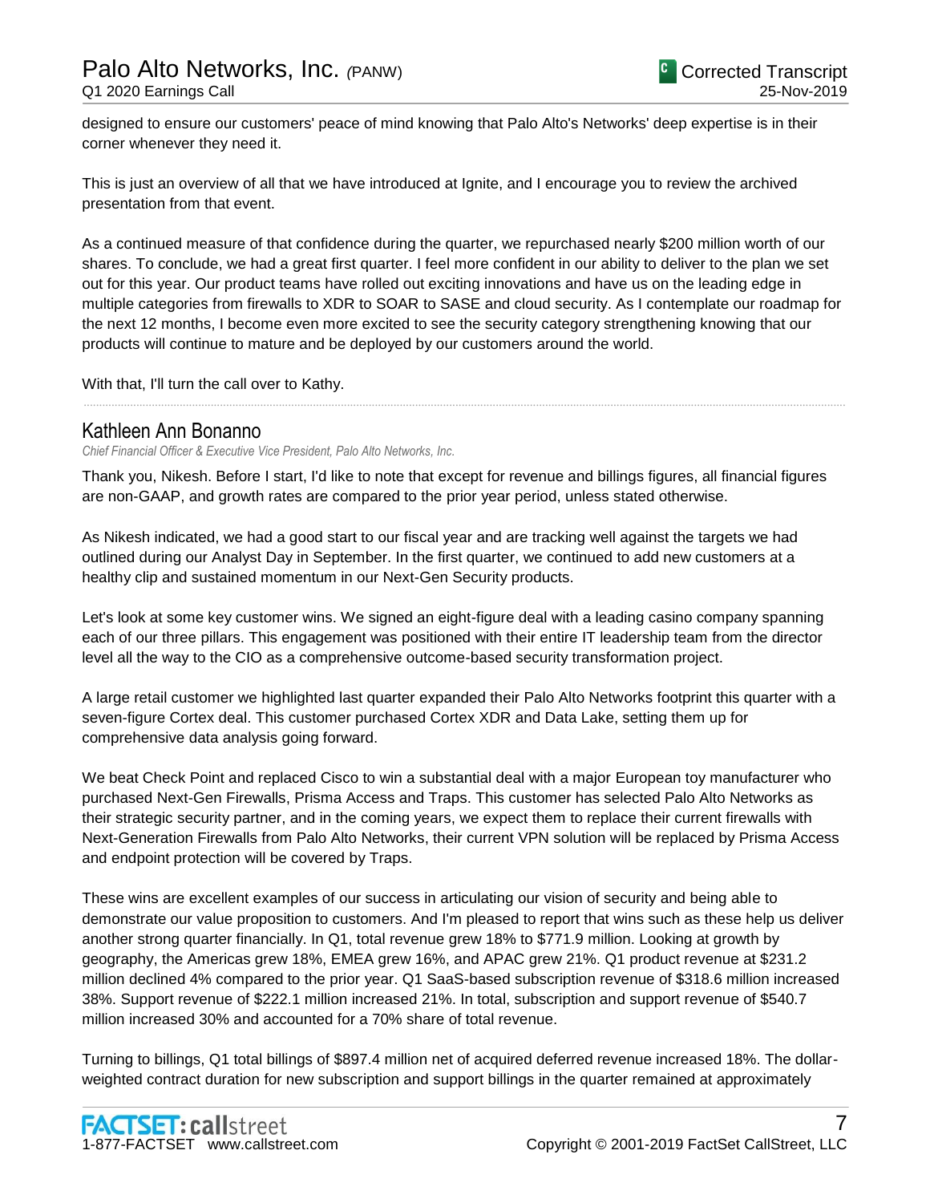designed to ensure our customers' peace of mind knowing that Palo Alto's Networks' deep expertise is in their corner whenever they need it.

This is just an overview of all that we have introduced at Ignite, and I encourage you to review the archived presentation from that event.

As a continued measure of that confidence during the quarter, we repurchased nearly $200 million worth of our shares. To conclude, we had a great first quarter. I feel more confident in our ability to deliver to the plan we set out for this year. Our product teams have rolled out exciting innovations and have us on the leading edge in multiple categories from firewalls to XDR to SOAR to SASE and cloud security. As I contemplate our roadmap for the next 12 months, I become even more excited to see the security category strengthening knowing that our products will continue to mature and be deployed by our customers around the world.

With that, I'll turn the call over to Kathy.

## Kathleen Ann Bonanno

*Chief Financial Officer & Executive Vice President, Palo Alto Networks, Inc.*

Thank you, Nikesh. Before I start, I'd like to note that except for revenue and billings figures, all financial figures are non-GAAP, and growth rates are compared to the prior year period, unless stated otherwise.

As Nikesh indicated, we had a good start to our fiscal year and are tracking well against the targets we had outlined during our Analyst Day in September. In the first quarter, we continued to add new customers at a healthy clip and sustained momentum in our Next-Gen Security products.

Let's look at some key customer wins. We signed an eight-figure deal with a leading casino company spanning each of our three pillars. This engagement was positioned with their entire IT leadership team from the director level all the way to the CIO as a comprehensive outcome-based security transformation project.

A large retail customer we highlighted last quarter expanded their Palo Alto Networks footprint this quarter with a seven-figure Cortex deal. This customer purchased Cortex XDR and Data Lake, setting them up for comprehensive data analysis going forward.

We beat Check Point and replaced Cisco to win a substantial deal with a major European toy manufacturer who purchased Next-Gen Firewalls, Prisma Access and Traps. This customer has selected Palo Alto Networks as their strategic security partner, and in the coming years, we expect them to replace their current firewalls with Next-Generation Firewalls from Palo Alto Networks, their current VPN solution will be replaced by Prisma Access and endpoint protection will be covered by Traps.

These wins are excellent examples of our success in articulating our vision of security and being able to demonstrate our value proposition to customers. And I'm pleased to report that wins such as these help us deliver another strong quarter financially. In Q1, total revenue grew 18% to $771.9 million. Looking at growth by geography, the Americas grew 18%, EMEA grew 16%, and APAC grew 21%. Q1 product revenue at $231.2 million declined 4% compared to the prior year. Q1 SaaS-based subscription revenue of $318.6 million increased 38%. Support revenue of $222.1 million increased 21%. In total, subscription and support revenue of $540.7 million increased 30% and accounted for a 70% share of total revenue.

Turning to billings, Q1 total billings of $897.4 million net of acquired deferred revenue increased 18%. The dollar-weighted contract duration for new subscription and support billings in the quarter remained at approximately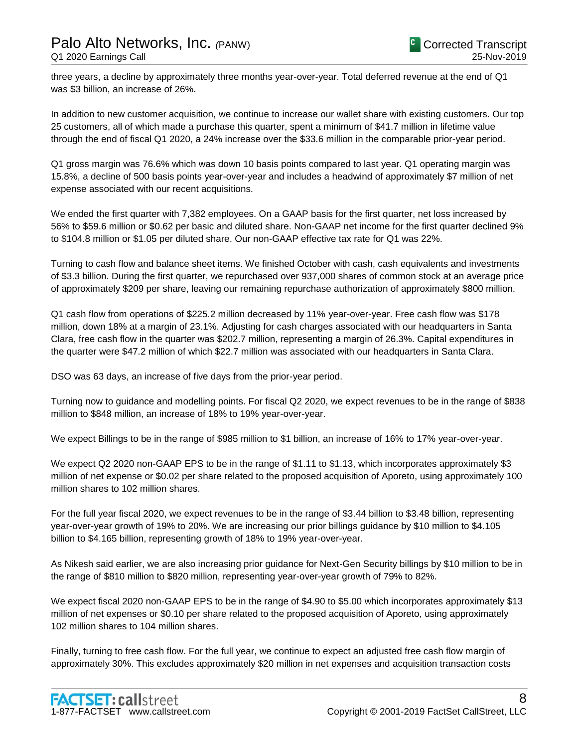three years, a decline by approximately three months year-over-year. Total deferred revenue at the end of Q1 was $3 billion, an increase of 26%.

In addition to new customer acquisition, we continue to increase our wallet share with existing customers. Our top 25 customers, all of which made a purchase this quarter, spent a minimum of $41.7 million in lifetime value through the end of fiscal Q1 2020, a 24% increase over the $33.6 million in the comparable prior-year period.

Q1 gross margin was 76.6% which was down 10 basis points compared to last year. Q1 operating margin was 15.8%, a decline of 500 basis points year-over-year and includes a headwind of approximately $7 million of net expense associated with our recent acquisitions.

We ended the first quarter with 7,382 employees. On a GAAP basis for the first quarter, net loss increased by 56% to $59.6 million or $0.62 per basic and diluted share. Non-GAAP net income for the first quarter declined 9% to $104.8 million or $1.05 per diluted share. Our non-GAAP effective tax rate for Q1 was 22%.

Turning to cash flow and balance sheet items. We finished October with cash, cash equivalents and investments of $3.3 billion. During the first quarter, we repurchased over 937,000 shares of common stock at an average price of approximately $209 per share, leaving our remaining repurchase authorization of approximately $800 million.

Q1 cash flow from operations of $225.2 million decreased by 11% year-over-year. Free cash flow was $178 million, down 18% at a margin of 23.1%. Adjusting for cash charges associated with our headquarters in Santa Clara, free cash flow in the quarter was $202.7 million, representing a margin of 26.3%. Capital expenditures in the quarter were $47.2 million of which $22.7 million was associated with our headquarters in Santa Clara.

DSO was 63 days, an increase of five days from the prior-year period.

Turning now to guidance and modelling points. For fiscal Q2 2020, we expect revenues to be in the range of $838 million to $848 million, an increase of 18% to 19% year-over-year.

We expect Billings to be in the range of $985 million to $1 billion, an increase of 16% to 17% year-over-year.

We expect Q2 2020 non-GAAP EPS to be in the range of $1.11 to $1.13, which incorporates approximately $3 million of net expense or $0.02 per share related to the proposed acquisition of Aporeto, using approximately 100 million shares to 102 million shares.

For the full year fiscal 2020, we expect revenues to be in the range of $3.44 billion to $3.48 billion, representing year-over-year growth of 19% to 20%. We are increasing our prior billings guidance by $10 million to $4.105 billion to $4.165 billion, representing growth of 18% to 19% year-over-year.

As Nikesh said earlier, we are also increasing prior guidance for Next-Gen Security billings by $10 million to be in the range of $810 million to $820 million, representing year-over-year growth of 79% to 82%.

We expect fiscal 2020 non-GAAP EPS to be in the range of $4.90 to $5.00 which incorporates approximately $13 million of net expenses or $0.10 per share related to the proposed acquisition of Aporeto, using approximately 102 million shares to 104 million shares.

Finally, turning to free cash flow. For the full year, we continue to expect an adjusted free cash flow margin of approximately 30%. This excludes approximately $20 million in net expenses and acquisition transaction costs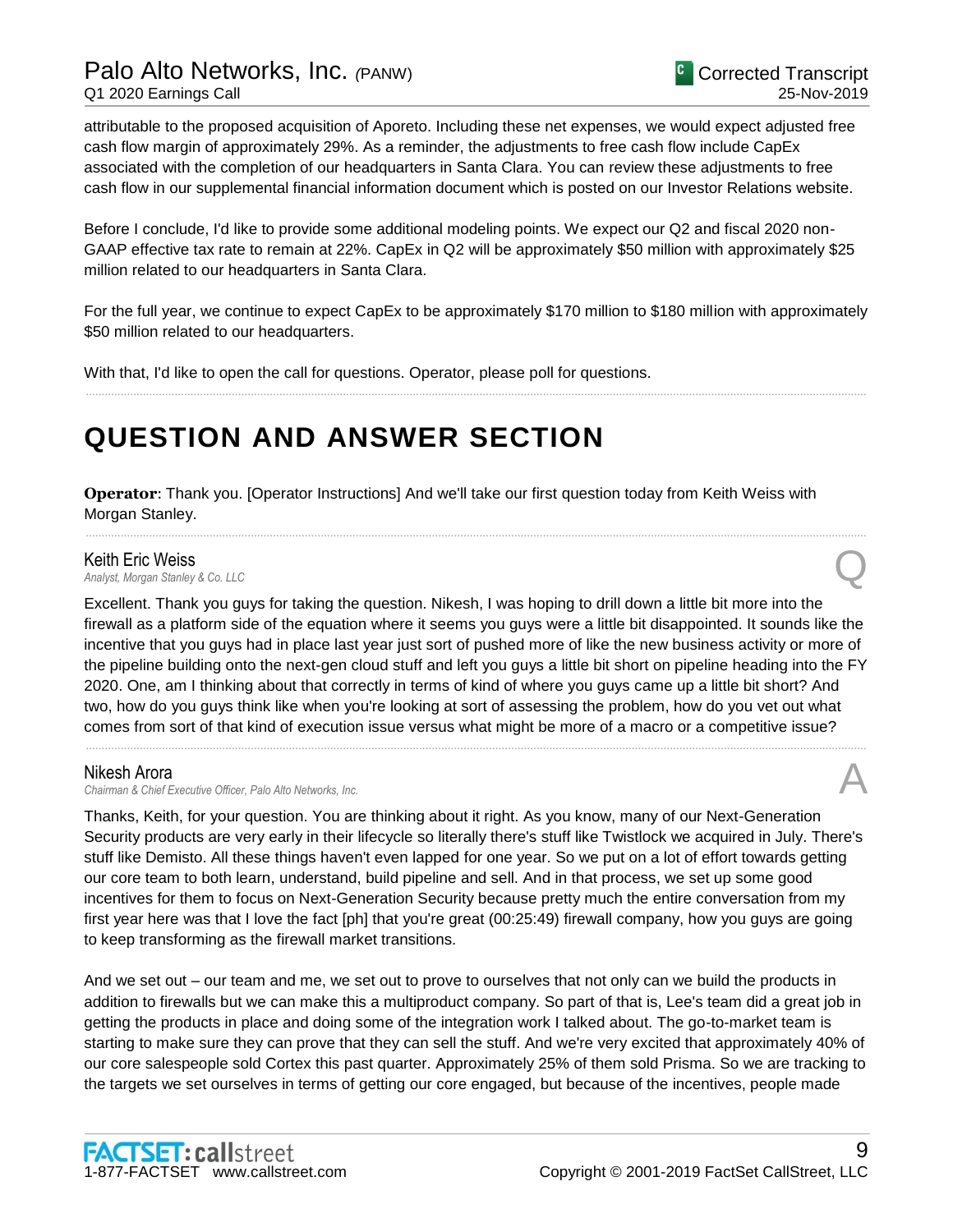attributable to the proposed acquisition of Aporeto. Including these net expenses, we would expect adjusted free cash flow margin of approximately 29%. As a reminder, the adjustments to free cash flow include CapEx associated with the completion of our headquarters in Santa Clara. You can review these adjustments to free cash flow in our supplemental financial information document which is posted on our Investor Relations website.

Before I conclude, I'd like to provide some additional modeling points. We expect our Q2 and fiscal 2020 non-GAAP effective tax rate to remain at 22%. CapEx in Q2 will be approximately $50 million with approximately $25 million related to our headquarters in Santa Clara.

For the full year, we continue to expect CapEx to be approximately $170 million to $180 million with approximately $50 million related to our headquarters.

With that, I'd like to open the call for questions. Operator, please poll for questions.

# QUESTION AND ANSWER SECTION

**Operator**: Thank you. [Operator Instructions] And we'll take our first question today from Keith Weiss with Morgan Stanley.

---

### Keith Eric Weiss
*Analyst, Morgan Stanley & Co. LLC*

**Q**

Excellent. Thank you guys for taking the question. Nikesh, I was hoping to drill down a little bit more into the firewall as a platform side of the equation where it seems you guys were a little bit disappointed. It sounds like the incentive that you guys had in place last year just sort of pushed more of like the new business activity or more of the pipeline building onto the next-gen cloud stuff and left you guys a little bit short on pipeline heading into the FY 2020. One, am I thinking about that correctly in terms of kind of where you guys came up a little bit short? And two, how do you guys think like when you're looking at sort of assessing the problem, how do you vet out what comes from sort of that kind of execution issue versus what might be more of a macro or a competitive issue?

---

### Nikesh Arora
*Chairman & Chief Executive Officer, Palo Alto Networks, Inc.*

**A**

Thanks, Keith, for your question. You are thinking about it right. As you know, many of our Next-Generation Security products are very early in their lifecycle so literally there's stuff like Twistlock we acquired in July. There's stuff like Demisto. All these things haven't even lapped for one year. So we put on a lot of effort towards getting our core team to both learn, understand, build pipeline and sell. And in that process, we set up some good incentives for them to focus on Next-Generation Security because pretty much the entire conversation from my first year here was that I love the fact [ph] that you're great (00:25:49) firewall company, how you guys are going to keep transforming as the firewall market transitions.

And we set out – our team and me, we set out to prove to ourselves that not only can we build the products in addition to firewalls but we can make this a multiproduct company. So part of that is, Lee's team did a great job in getting the products in place and doing some of the integration work I talked about. The go-to-market team is starting to make sure they can prove that they can sell the stuff. And we're very excited that approximately 40% of our core salespeople sold Cortex this past quarter. Approximately 25% of them sold Prisma. So we are tracking to the targets we set ourselves in terms of getting our core engaged, but because of the incentives, people made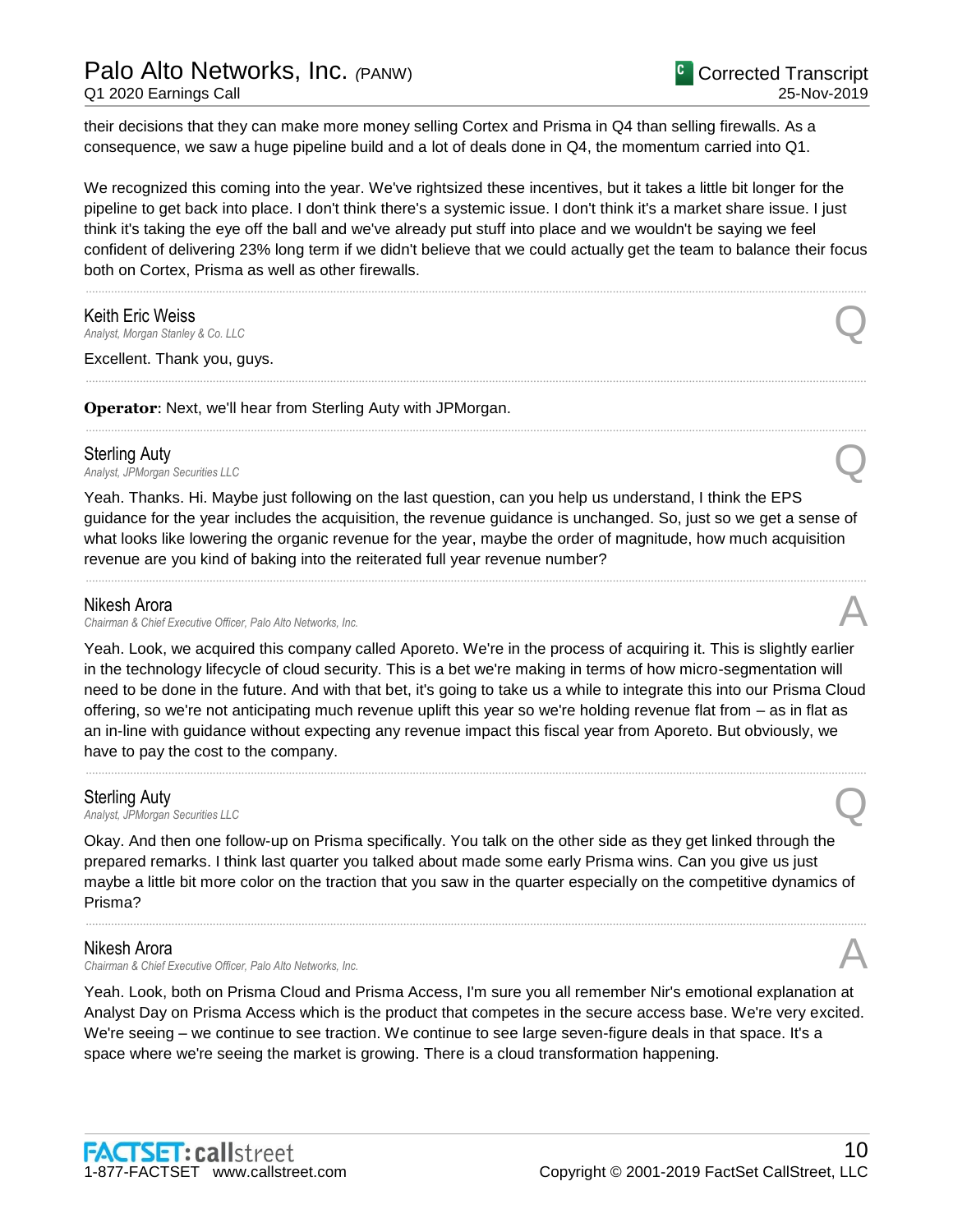their decisions that they can make more money selling Cortex and Prisma in Q4 than selling firewalls. As a consequence, we saw a huge pipeline build and a lot of deals done in Q4, the momentum carried into Q1.

We recognized this coming into the year. We've rightsized these incentives, but it takes a little bit longer for the pipeline to get back into place. I don't think there's a systemic issue. I don't think it's a market share issue. I just think it's taking the eye off the ball and we've already put stuff into place and we wouldn't be saying we feel confident of delivering 23% long term if we didn't believe that we could actually get the team to balance their focus both on Cortex, Prisma as well as other firewalls.

---

**Keith Eric Weiss**
*Analyst, Morgan Stanley & Co. LLC* **Q**

Excellent. Thank you, guys.

---

**Operator**: Next, we'll hear from Sterling Auty with JPMorgan.

---

**Sterling Auty**
*Analyst, JPMorgan Securities LLC* **Q**

Yeah. Thanks. Hi. Maybe just following on the last question, can you help us understand, I think the EPS guidance for the year includes the acquisition, the revenue guidance is unchanged. So, just so we get a sense of what looks like lowering the organic revenue for the year, maybe the order of magnitude, how much acquisition revenue are you kind of baking into the reiterated full year revenue number?

---

**Nikesh Arora**
*Chairman & Chief Executive Officer, Palo Alto Networks, Inc.* **A**

Yeah. Look, we acquired this company called Aporeto. We're in the process of acquiring it. This is slightly earlier in the technology lifecycle of cloud security. This is a bet we're making in terms of how micro-segmentation will need to be done in the future. And with that bet, it's going to take us a while to integrate this into our Prisma Cloud offering, so we're not anticipating much revenue uplift this year so we're holding revenue flat from – as in flat as an in-line with guidance without expecting any revenue impact this fiscal year from Aporeto. But obviously, we have to pay the cost to the company.

---

**Sterling Auty**
*Analyst, JPMorgan Securities LLC* **Q**

Okay. And then one follow-up on Prisma specifically. You talk on the other side as they get linked through the prepared remarks. I think last quarter you talked about made some early Prisma wins. Can you give us just maybe a little bit more color on the traction that you saw in the quarter especially on the competitive dynamics of Prisma?

---

**Nikesh Arora**
*Chairman & Chief Executive Officer, Palo Alto Networks, Inc.* **A**

Yeah. Look, both on Prisma Cloud and Prisma Access, I'm sure you all remember Nir's emotional explanation at Analyst Day on Prisma Access which is the product that competes in the secure access base. We're very excited. We're seeing – we continue to see traction. We continue to see large seven-figure deals in that space. It's a space where we're seeing the market is growing. There is a cloud transformation happening.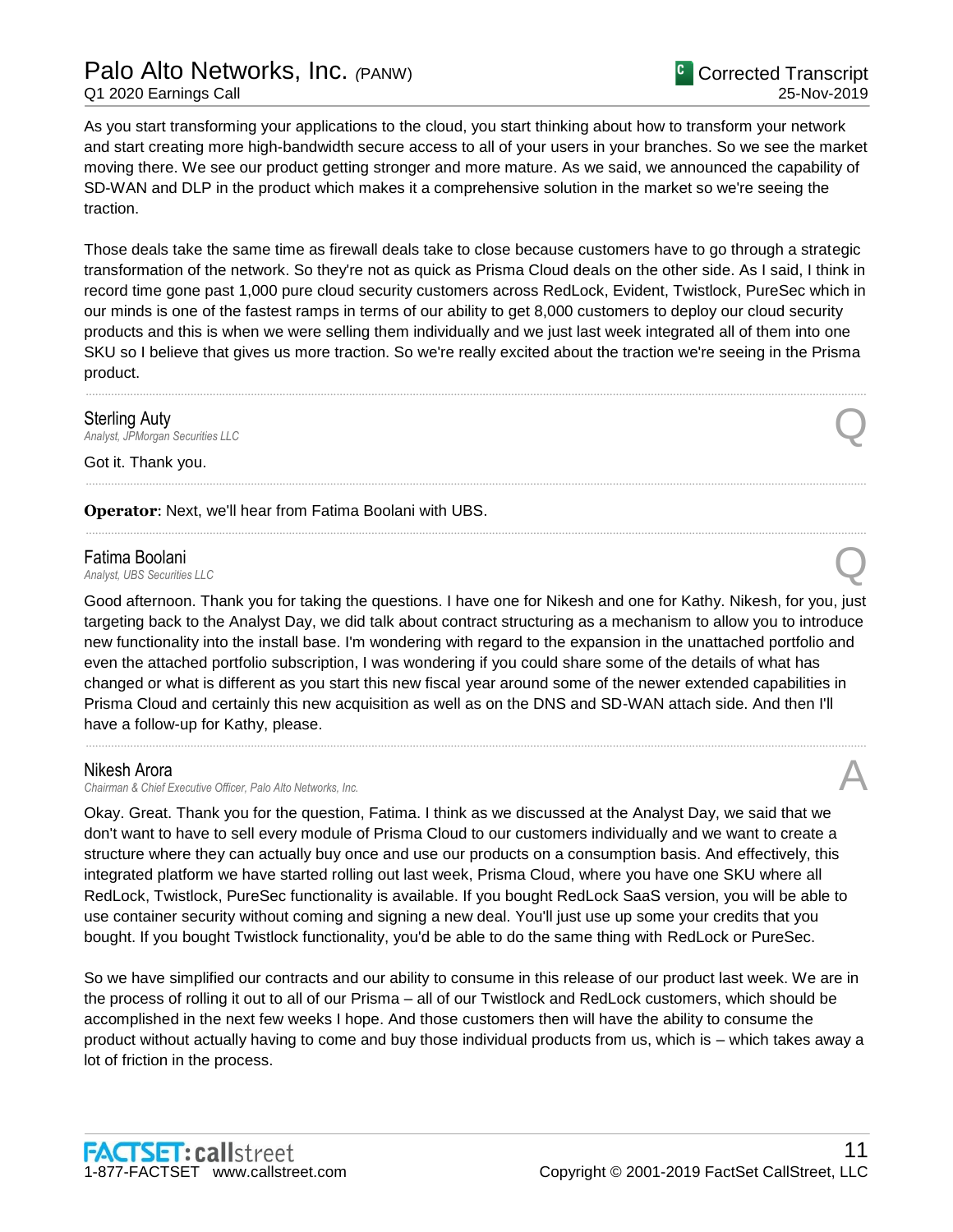As you start transforming your applications to the cloud, you start thinking about how to transform your network and start creating more high-bandwidth secure access to all of your users in your branches. So we see the market moving there. We see our product getting stronger and more mature. As we said, we announced the capability of SD-WAN and DLP in the product which makes it a comprehensive solution in the market so we're seeing the traction.

Those deals take the same time as firewall deals take to close because customers have to go through a strategic transformation of the network. So they're not as quick as Prisma Cloud deals on the other side. As I said, I think in record time gone past 1,000 pure cloud security customers across RedLock, Evident, Twistlock, PureSec which in our minds is one of the fastest ramps in terms of our ability to get 8,000 customers to deploy our cloud security products and this is when we were selling them individually and we just last week integrated all of them into one SKU so I believe that gives us more traction. So we're really excited about the traction we're seeing in the Prisma product.

---

**Sterling Auty**
*Analyst, JPMorgan Securities LLC* **Q**

Got it. Thank you.

---

**Operator**: Next, we'll hear from Fatima Boolani with UBS.

---

**Fatima Boolani**
*Analyst, UBS Securities LLC* **Q**

Good afternoon. Thank you for taking the questions. I have one for Nikesh and one for Kathy. Nikesh, for you, just targeting back to the Analyst Day, we did talk about contract structuring as a mechanism to allow you to introduce new functionality into the install base. I'm wondering with regard to the expansion in the unattached portfolio and even the attached portfolio subscription, I was wondering if you could share some of the details of what has changed or what is different as you start this new fiscal year around some of the newer extended capabilities in Prisma Cloud and certainly this new acquisition as well as on the DNS and SD-WAN attach side. And then I'll have a follow-up for Kathy, please.

---

**Nikesh Arora**
*Chairman & Chief Executive Officer, Palo Alto Networks, Inc.* **A**

Okay. Great. Thank you for the question, Fatima. I think as we discussed at the Analyst Day, we said that we don't want to have to sell every module of Prisma Cloud to our customers individually and we want to create a structure where they can actually buy once and use our products on a consumption basis. And effectively, this integrated platform we have started rolling out last week, Prisma Cloud, where you have one SKU where all RedLock, Twistlock, PureSec functionality is available. If you bought RedLock SaaS version, you will be able to use container security without coming and signing a new deal. You'll just use up some your credits that you bought. If you bought Twistlock functionality, you'd be able to do the same thing with RedLock or PureSec.

So we have simplified our contracts and our ability to consume in this release of our product last week. We are in the process of rolling it out to all of our Prisma – all of our Twistlock and RedLock customers, which should be accomplished in the next few weeks I hope. And those customers then will have the ability to consume the product without actually having to come and buy those individual products from us, which is – which takes away a lot of friction in the process.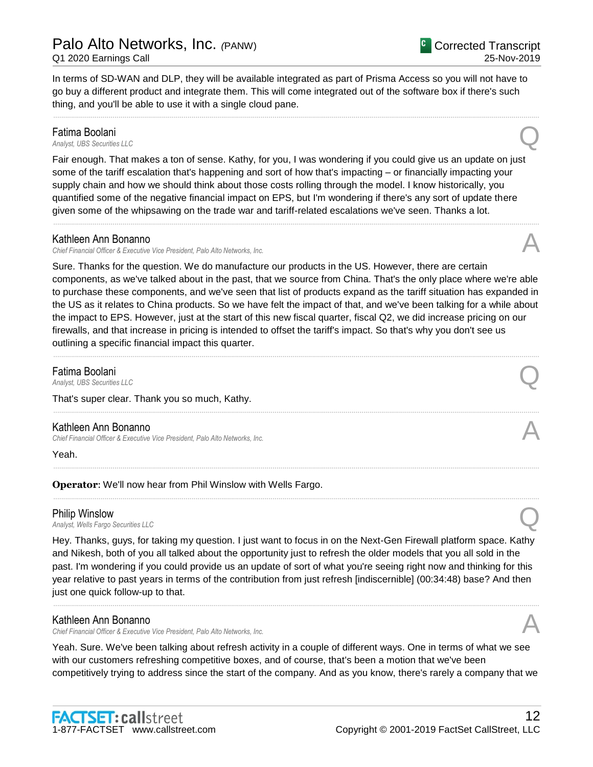In terms of SD-WAN and DLP, they will be available integrated as part of Prisma Access so you will not have to go buy a different product and integrate them. This will come integrated out of the software box if there's such thing, and you'll be able to use it with a single cloud pane.

---

**Fatima Boolani**
*Analyst, UBS Securities LLC* **Q**

Fair enough. That makes a ton of sense. Kathy, for you, I was wondering if you could give us an update on just some of the tariff escalation that's happening and sort of how that's impacting – or financially impacting your supply chain and how we should think about those costs rolling through the model. I know historically, you quantified some of the negative financial impact on EPS, but I'm wondering if there's any sort of update there given some of the whipsawing on the trade war and tariff-related escalations we've seen. Thanks a lot.

---

**Kathleen Ann Bonanno**
*Chief Financial Officer & Executive Vice President, Palo Alto Networks, Inc.* **A**

Sure. Thanks for the question. We do manufacture our products in the US. However, there are certain components, as we've talked about in the past, that we source from China. That's the only place where we're able to purchase these components, and we've seen that list of products expand as the tariff situation has expanded in the US as it relates to China products. So we have felt the impact of that, and we've been talking for a while about the impact to EPS. However, just at the start of this new fiscal quarter, fiscal Q2, we did increase pricing on our firewalls, and that increase in pricing is intended to offset the tariff's impact. So that's why you don't see us outlining a specific financial impact this quarter.

---

**Fatima Boolani**
*Analyst, UBS Securities LLC* **Q**

That's super clear. Thank you so much, Kathy.

---

**Kathleen Ann Bonanno**
*Chief Financial Officer & Executive Vice President, Palo Alto Networks, Inc.* **A**

Yeah.

---

**Operator**: We'll now hear from Phil Winslow with Wells Fargo.

---

**Philip Winslow**
*Analyst, Wells Fargo Securities LLC* **Q**

Hey. Thanks, guys, for taking my question. I just want to focus in on the Next-Gen Firewall platform space. Kathy and Nikesh, both of you all talked about the opportunity just to refresh the older models that you all sold in the past. I'm wondering if you could provide us an update of sort of what you're seeing right now and thinking for this year relative to past years in terms of the contribution from just refresh [indiscernible] (00:34:48) base? And then just one quick follow-up to that.

---

**Kathleen Ann Bonanno**
*Chief Financial Officer & Executive Vice President, Palo Alto Networks, Inc.* **A**

Yeah. Sure. We've been talking about refresh activity in a couple of different ways. One in terms of what we see with our customers refreshing competitive boxes, and of course, that's been a motion that we've been competitively trying to address since the start of the company. And as you know, there's rarely a company that we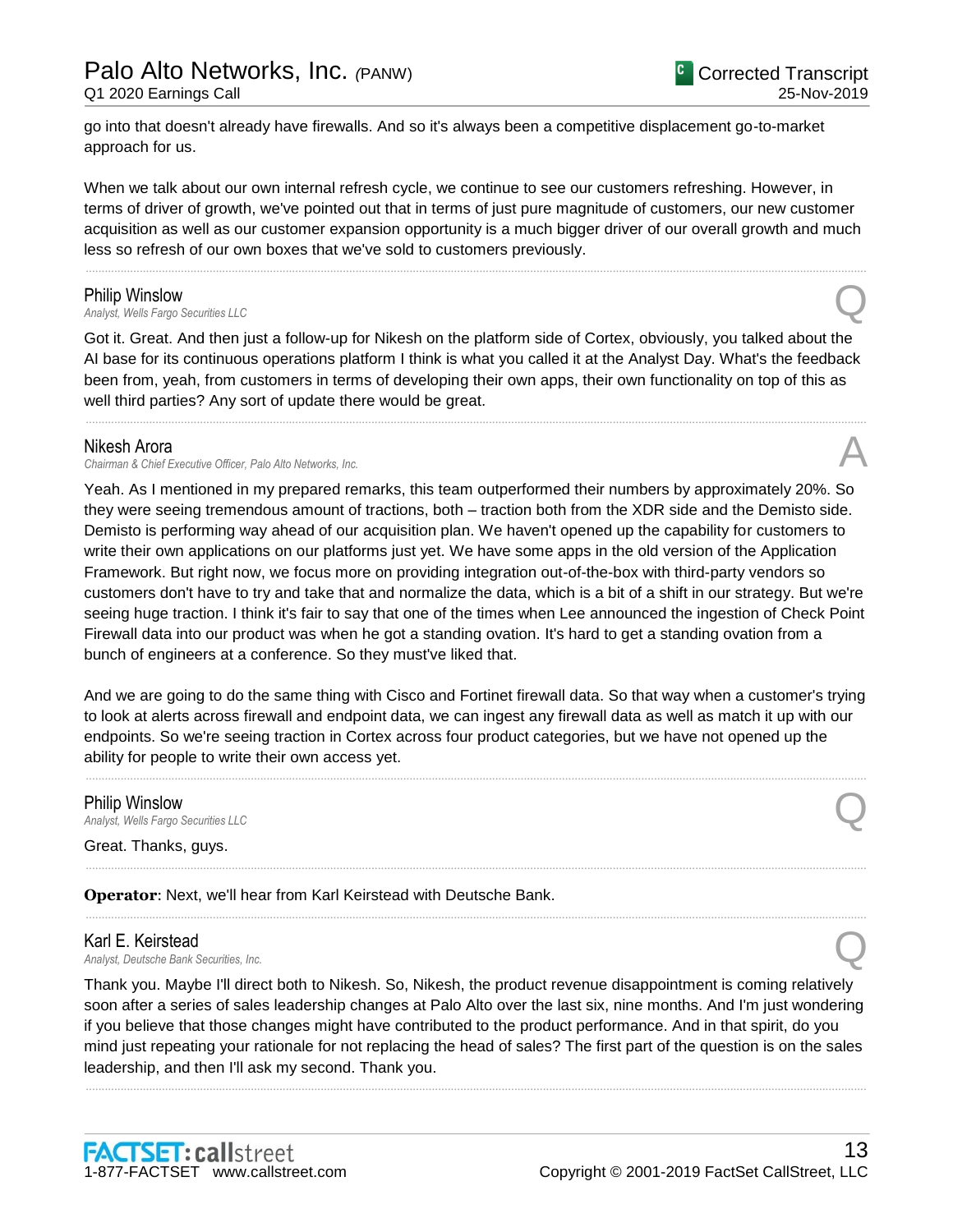go into that doesn't already have firewalls. And so it's always been a competitive displacement go-to-market approach for us.

When we talk about our own internal refresh cycle, we continue to see our customers refreshing. However, in terms of driver of growth, we've pointed out that in terms of just pure magnitude of customers, our new customer acquisition as well as our customer expansion opportunity is a much bigger driver of our overall growth and much less so refresh of our own boxes that we've sold to customers previously.

---

**Philip Winslow**
*Analyst, Wells Fargo Securities LLC* **Q**

Got it. Great. And then just a follow-up for Nikesh on the platform side of Cortex, obviously, you talked about the AI base for its continuous operations platform I think is what you called it at the Analyst Day. What's the feedback been from, yeah, from customers in terms of developing their own apps, their own functionality on top of this as well third parties? Any sort of update there would be great.

---

**Nikesh Arora**
*Chairman & Chief Executive Officer, Palo Alto Networks, Inc.* **A**

Yeah. As I mentioned in my prepared remarks, this team outperformed their numbers by approximately 20%. So they were seeing tremendous amount of tractions, both – traction both from the XDR side and the Demisto side. Demisto is performing way ahead of our acquisition plan. We haven't opened up the capability for customers to write their own applications on our platforms just yet. We have some apps in the old version of the Application Framework. But right now, we focus more on providing integration out-of-the-box with third-party vendors so customers don't have to try and take that and normalize the data, which is a bit of a shift in our strategy. But we're seeing huge traction. I think it's fair to say that one of the times when Lee announced the ingestion of Check Point Firewall data into our product was when he got a standing ovation. It's hard to get a standing ovation from a bunch of engineers at a conference. So they must've liked that.

And we are going to do the same thing with Cisco and Fortinet firewall data. So that way when a customer's trying to look at alerts across firewall and endpoint data, we can ingest any firewall data as well as match it up with our endpoints. So we're seeing traction in Cortex across four product categories, but we have not opened up the ability for people to write their own access yet.

---

**Philip Winslow**
*Analyst, Wells Fargo Securities LLC* **Q**

Great. Thanks, guys.

---

**Operator**: Next, we'll hear from Karl Keirstead with Deutsche Bank.

---

**Karl E. Keirstead**
*Analyst, Deutsche Bank Securities, Inc.* **Q**

Thank you. Maybe I'll direct both to Nikesh. So, Nikesh, the product revenue disappointment is coming relatively soon after a series of sales leadership changes at Palo Alto over the last six, nine months. And I'm just wondering if you believe that those changes might have contributed to the product performance. And in that spirit, do you mind just repeating your rationale for not replacing the head of sales? The first part of the question is on the sales leadership, and then I'll ask my second. Thank you.

---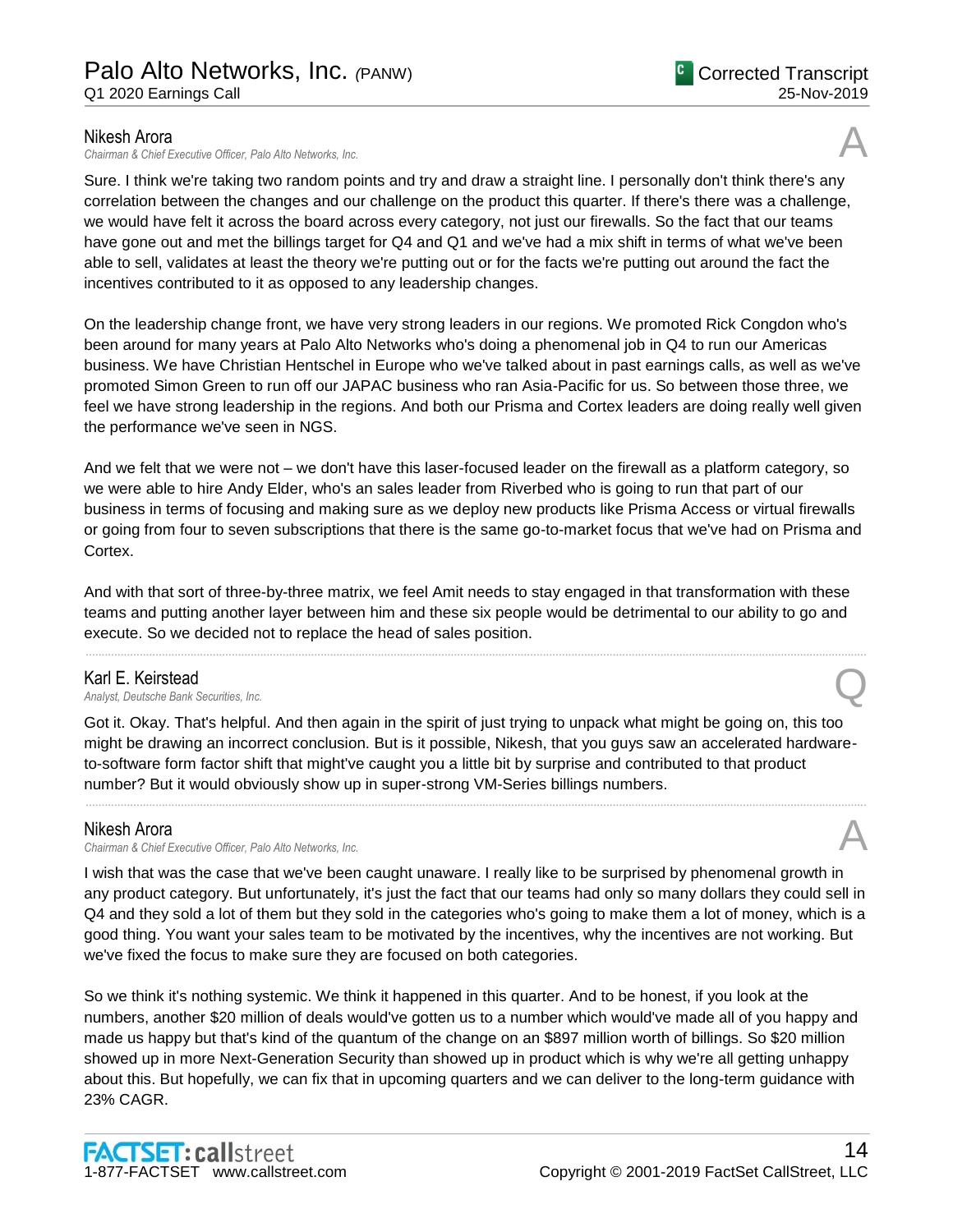**Nikesh Arora**
*Chairman & Chief Executive Officer, Palo Alto Networks, Inc.*

A

Sure. I think we're taking two random points and try and draw a straight line. I personally don't think there's any correlation between the changes and our challenge on the product this quarter. If there's there was a challenge, we would have felt it across the board across every category, not just our firewalls. So the fact that our teams have gone out and met the billings target for Q4 and Q1 and we've had a mix shift in terms of what we've been able to sell, validates at least the theory we're putting out or for the facts we're putting out around the fact the incentives contributed to it as opposed to any leadership changes.

On the leadership change front, we have very strong leaders in our regions. We promoted Rick Congdon who's been around for many years at Palo Alto Networks who's doing a phenomenal job in Q4 to run our Americas business. We have Christian Hentschel in Europe who we've talked about in past earnings calls, as well as we've promoted Simon Green to run off our JAPAC business who ran Asia-Pacific for us. So between those three, we feel we have strong leadership in the regions. And both our Prisma and Cortex leaders are doing really well given the performance we've seen in NGS.

And we felt that we were not – we don't have this laser-focused leader on the firewall as a platform category, so we were able to hire Andy Elder, who's an sales leader from Riverbed who is going to run that part of our business in terms of focusing and making sure as we deploy new products like Prisma Access or virtual firewalls or going from four to seven subscriptions that there is the same go-to-market focus that we've had on Prisma and Cortex.

And with that sort of three-by-three matrix, we feel Amit needs to stay engaged in that transformation with these teams and putting another layer between him and these six people would be detrimental to our ability to go and execute. So we decided not to replace the head of sales position.

---

**Karl E. Keirstead**
*Analyst, Deutsche Bank Securities, Inc.*

Q

Got it. Okay. That's helpful. And then again in the spirit of just trying to unpack what might be going on, this too might be drawing an incorrect conclusion. But is it possible, Nikesh, that you guys saw an accelerated hardware-to-software form factor shift that might've caught you a little bit by surprise and contributed to that product number? But it would obviously show up in super-strong VM-Series billings numbers.

---

**Nikesh Arora**
*Chairman & Chief Executive Officer, Palo Alto Networks, Inc.*

A

I wish that was the case that we've been caught unaware. I really like to be surprised by phenomenal growth in any product category. But unfortunately, it's just the fact that our teams had only so many dollars they could sell in Q4 and they sold a lot of them but they sold in the categories who's going to make them a lot of money, which is a good thing. You want your sales team to be motivated by the incentives, why the incentives are not working. But we've fixed the focus to make sure they are focused on both categories.

So we think it's nothing systemic. We think it happened in this quarter. And to be honest, if you look at the numbers, another $20 million of deals would've gotten us to a number which would've made all of you happy and made us happy but that's kind of the quantum of the change on an $897 million worth of billings. So $20 million showed up in more Next-Generation Security than showed up in product which is why we're all getting unhappy about this. But hopefully, we can fix that in upcoming quarters and we can deliver to the long-term guidance with 23% CAGR.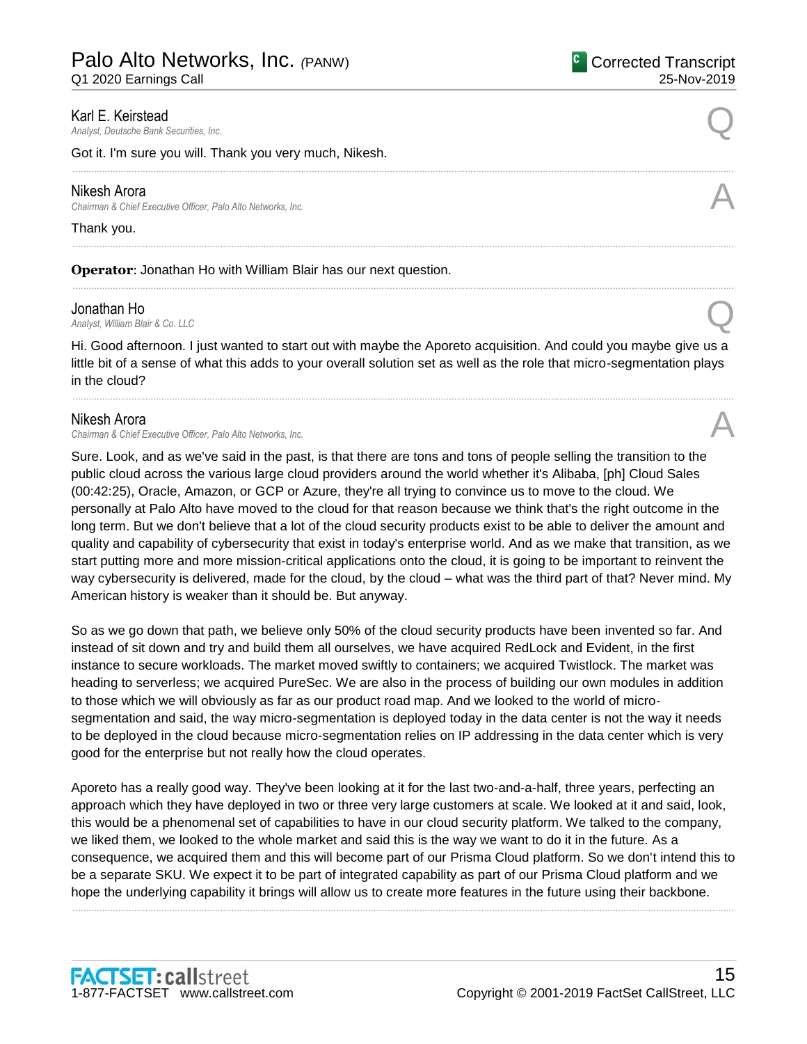**Karl E. Keirstead**
*Analyst, Deutsche Bank Securities, Inc.*

Q

Got it. I'm sure you will. Thank you very much, Nikesh.

---

**Nikesh Arora**
*Chairman & Chief Executive Officer, Palo Alto Networks, Inc.*

A

Thank you.

---

**Operator**: Jonathan Ho with William Blair has our next question.

---

**Jonathan Ho**
*Analyst, William Blair & Co. LLC*

Q

Hi. Good afternoon. I just wanted to start out with maybe the Aporeto acquisition. And could you maybe give us a little bit of a sense of what this adds to your overall solution set as well as the role that micro-segmentation plays in the cloud?

---

**Nikesh Arora**
*Chairman & Chief Executive Officer, Palo Alto Networks, Inc.*

A

Sure. Look, and as we've said in the past, is that there are tons and tons of people selling the transition to the public cloud across the various large cloud providers around the world whether it's Alibaba, [ph] Cloud Sales (00:42:25), Oracle, Amazon, or GCP or Azure, they're all trying to convince us to move to the cloud. We personally at Palo Alto have moved to the cloud for that reason because we think that's the right outcome in the long term. But we don't believe that a lot of the cloud security products exist to be able to deliver the amount and quality and capability of cybersecurity that exist in today's enterprise world. And as we make that transition, as we start putting more and more mission-critical applications onto the cloud, it is going to be important to reinvent the way cybersecurity is delivered, made for the cloud, by the cloud – what was the third part of that? Never mind. My American history is weaker than it should be. But anyway.

So as we go down that path, we believe only 50% of the cloud security products have been invented so far. And instead of sit down and try and build them all ourselves, we have acquired RedLock and Evident, in the first instance to secure workloads. The market moved swiftly to containers; we acquired Twistlock. The market was heading to serverless; we acquired PureSec. We are also in the process of building our own modules in addition to those which we will obviously as far as our product road map. And we looked to the world of micro-segmentation and said, the way micro-segmentation is deployed today in the data center is not the way it needs to be deployed in the cloud because micro-segmentation relies on IP addressing in the data center which is very good for the enterprise but not really how the cloud operates.

Aporeto has a really good way. They've been looking at it for the last two-and-a-half, three years, perfecting an approach which they have deployed in two or three very large customers at scale. We looked at it and said, look, this would be a phenomenal set of capabilities to have in our cloud security platform. We talked to the company, we liked them, we looked to the whole market and said this is the way we want to do it in the future. As a consequence, we acquired them and this will become part of our Prisma Cloud platform. So we don't intend this to be a separate SKU. We expect it to be part of integrated capability as part of our Prisma Cloud platform and we hope the underlying capability it brings will allow us to create more features in the future using their backbone.

---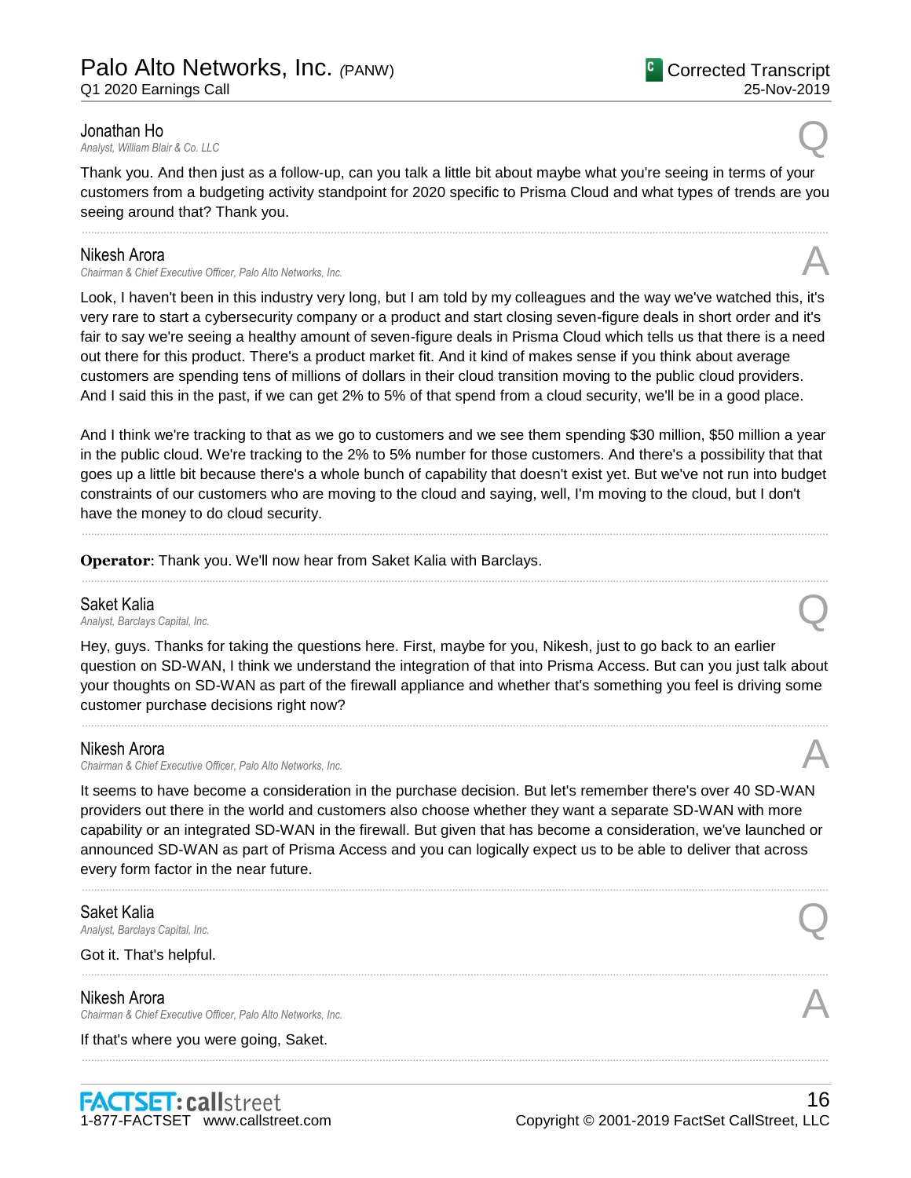**Jonathan Ho**
*Analyst, William Blair & Co. LLC* — Q

Thank you. And then just as a follow-up, can you talk a little bit about maybe what you're seeing in terms of your customers from a budgeting activity standpoint for 2020 specific to Prisma Cloud and what types of trends are you seeing around that? Thank you.

---

**Nikesh Arora**
*Chairman & Chief Executive Officer, Palo Alto Networks, Inc.* — A

Look, I haven't been in this industry very long, but I am told by my colleagues and the way we've watched this, it's very rare to start a cybersecurity company or a product and start closing seven-figure deals in short order and it's fair to say we're seeing a healthy amount of seven-figure deals in Prisma Cloud which tells us that there is a need out there for this product. There's a product market fit. And it kind of makes sense if you think about average customers are spending tens of millions of dollars in their cloud transition moving to the public cloud providers. And I said this in the past, if we can get 2% to 5% of that spend from a cloud security, we'll be in a good place.

And I think we're tracking to that as we go to customers and we see them spending $30 million, $50 million a year in the public cloud. We're tracking to the 2% to 5% number for those customers. And there's a possibility that that goes up a little bit because there's a whole bunch of capability that doesn't exist yet. But we've not run into budget constraints of our customers who are moving to the cloud and saying, well, I'm moving to the cloud, but I don't have the money to do cloud security.

---

**Operator**: Thank you. We'll now hear from Saket Kalia with Barclays.

---

**Saket Kalia**
*Analyst, Barclays Capital, Inc.* — Q

Hey, guys. Thanks for taking the questions here. First, maybe for you, Nikesh, just to go back to an earlier question on SD-WAN, I think we understand the integration of that into Prisma Access. But can you just talk about your thoughts on SD-WAN as part of the firewall appliance and whether that's something you feel is driving some customer purchase decisions right now?

---

**Nikesh Arora**
*Chairman & Chief Executive Officer, Palo Alto Networks, Inc.* — A

It seems to have become a consideration in the purchase decision. But let's remember there's over 40 SD-WAN providers out there in the world and customers also choose whether they want a separate SD-WAN with more capability or an integrated SD-WAN in the firewall. But given that has become a consideration, we've launched or announced SD-WAN as part of Prisma Access and you can logically expect us to be able to deliver that across every form factor in the near future.

---

**Saket Kalia**
*Analyst, Barclays Capital, Inc.* — Q

Got it. That's helpful.

---

**Nikesh Arora**
*Chairman & Chief Executive Officer, Palo Alto Networks, Inc.* — A

If that's where you were going, Saket.

---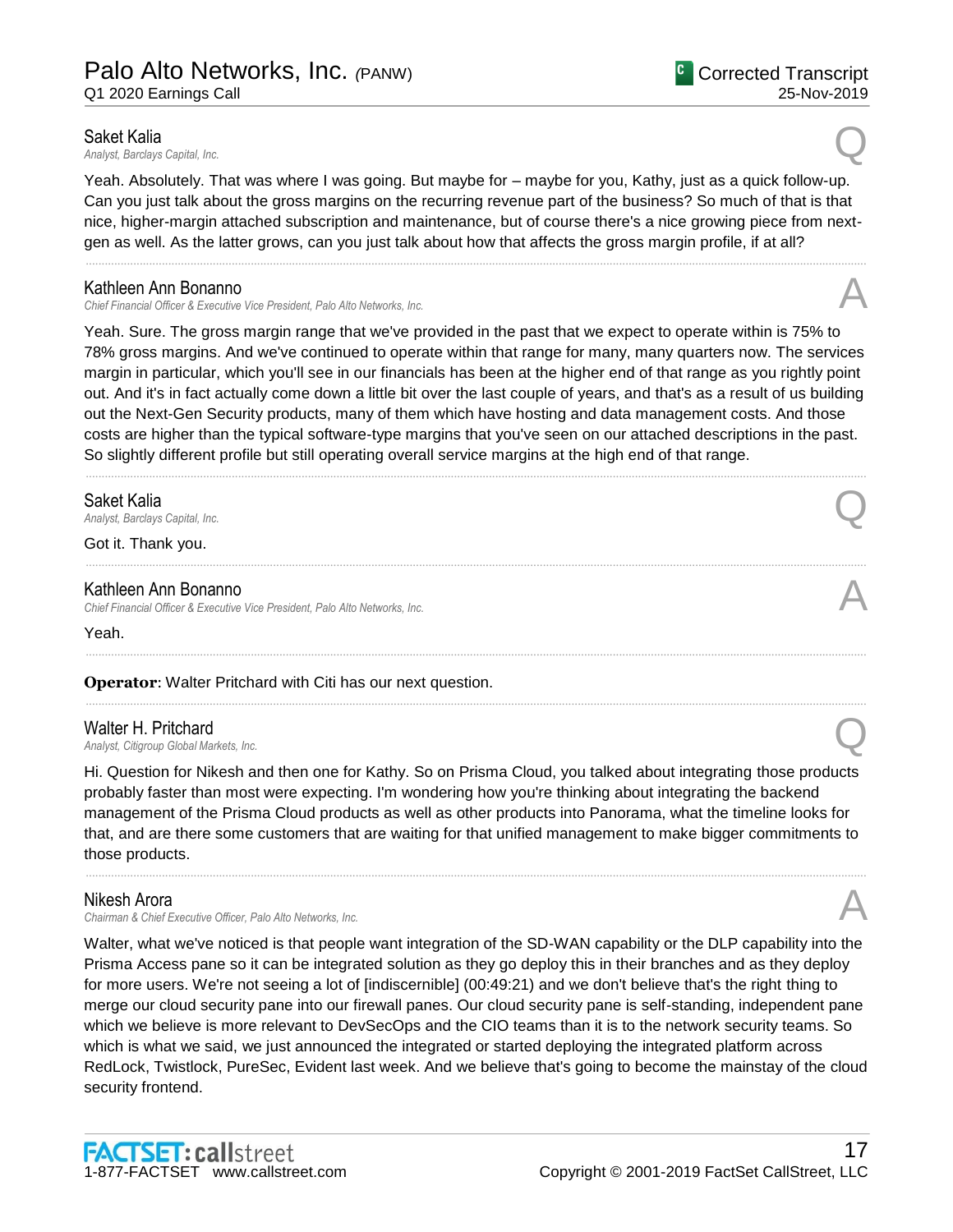**Saket Kalia**
*Analyst, Barclays Capital, Inc.*

Q

Yeah. Absolutely. That was where I was going. But maybe for – maybe for you, Kathy, just as a quick follow-up. Can you just talk about the gross margins on the recurring revenue part of the business? So much of that is that nice, higher-margin attached subscription and maintenance, but of course there's a nice growing piece from next-gen as well. As the latter grows, can you just talk about how that affects the gross margin profile, if at all?

---

**Kathleen Ann Bonanno**
*Chief Financial Officer & Executive Vice President, Palo Alto Networks, Inc.*

A

Yeah. Sure. The gross margin range that we've provided in the past that we expect to operate within is 75% to 78% gross margins. And we've continued to operate within that range for many, many quarters now. The services margin in particular, which you'll see in our financials has been at the higher end of that range as you rightly point out. And it's in fact actually come down a little bit over the last couple of years, and that's as a result of us building out the Next-Gen Security products, many of them which have hosting and data management costs. And those costs are higher than the typical software-type margins that you've seen on our attached descriptions in the past. So slightly different profile but still operating overall service margins at the high end of that range.

---

**Saket Kalia**
*Analyst, Barclays Capital, Inc.*

Q

Got it. Thank you.

---

**Kathleen Ann Bonanno**
*Chief Financial Officer & Executive Vice President, Palo Alto Networks, Inc.*

A

Yeah.

---

**Operator**: Walter Pritchard with Citi has our next question.

---

**Walter H. Pritchard**
*Analyst, Citigroup Global Markets, Inc.*

Q

Hi. Question for Nikesh and then one for Kathy. So on Prisma Cloud, you talked about integrating those products probably faster than most were expecting. I'm wondering how you're thinking about integrating the backend management of the Prisma Cloud products as well as other products into Panorama, what the timeline looks for that, and are there some customers that are waiting for that unified management to make bigger commitments to those products.

---

**Nikesh Arora**
*Chairman & Chief Executive Officer, Palo Alto Networks, Inc.*

A

Walter, what we've noticed is that people want integration of the SD-WAN capability or the DLP capability into the Prisma Access pane so it can be integrated solution as they go deploy this in their branches and as they deploy for more users. We're not seeing a lot of [indiscernible] (00:49:21) and we don't believe that's the right thing to merge our cloud security pane into our firewall panes. Our cloud security pane is self-standing, independent pane which we believe is more relevant to DevSecOps and the CIO teams than it is to the network security teams. So which is what we said, we just announced the integrated or started deploying the integrated platform across RedLock, Twistlock, PureSec, Evident last week. And we believe that's going to become the mainstay of the cloud security frontend.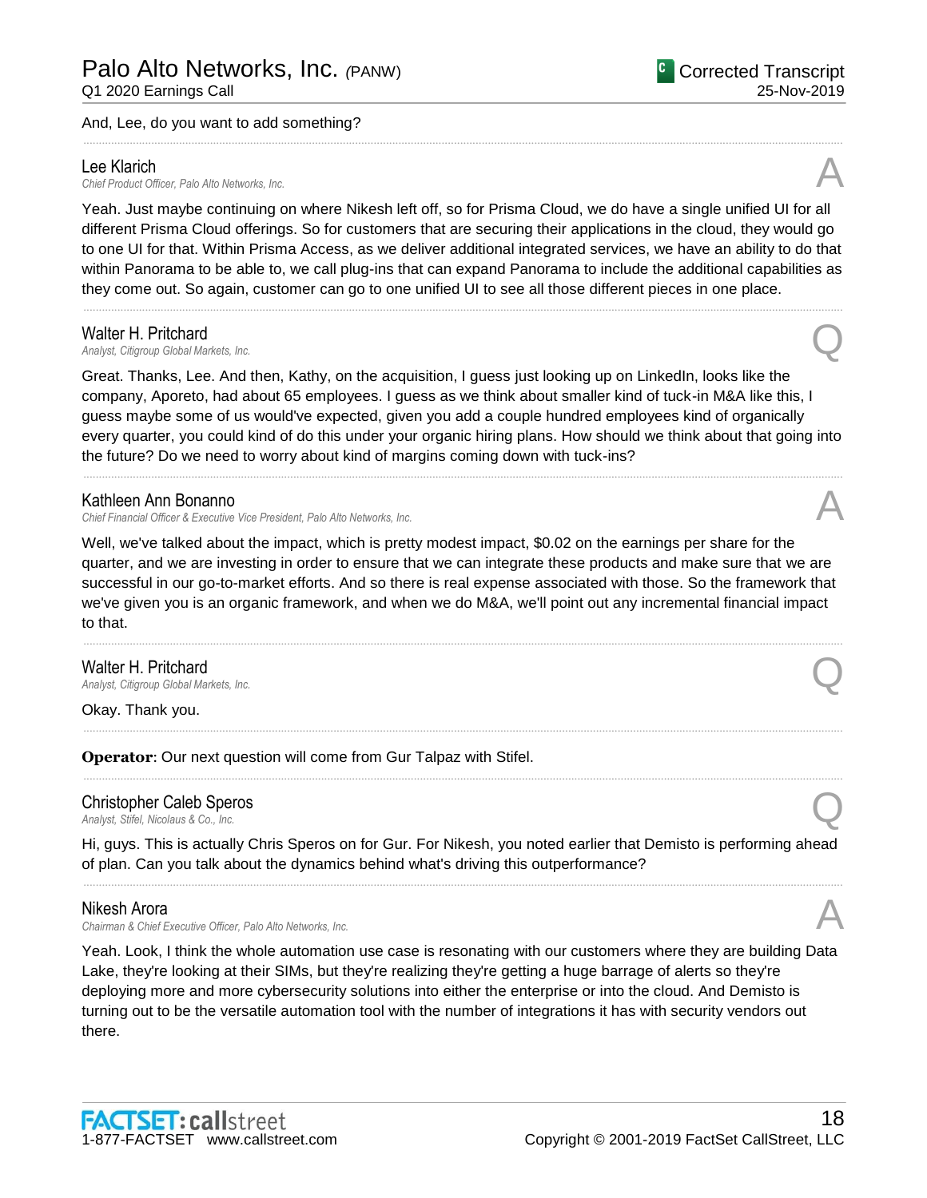And, Lee, do you want to add something?

---

**Lee Klarich**
*Chief Product Officer, Palo Alto Networks, Inc.*

A

Yeah. Just maybe continuing on where Nikesh left off, so for Prisma Cloud, we do have a single unified UI for all different Prisma Cloud offerings. So for customers that are securing their applications in the cloud, they would go to one UI for that. Within Prisma Access, as we deliver additional integrated services, we have an ability to do that within Panorama to be able to, we call plug-ins that can expand Panorama to include the additional capabilities as they come out. So again, customer can go to one unified UI to see all those different pieces in one place.

---

**Walter H. Pritchard**
*Analyst, Citigroup Global Markets, Inc.*

Q

Great. Thanks, Lee. And then, Kathy, on the acquisition, I guess just looking up on LinkedIn, looks like the company, Aporeto, had about 65 employees. I guess as we think about smaller kind of tuck-in M&A like this, I guess maybe some of us would've expected, given you add a couple hundred employees kind of organically every quarter, you could kind of do this under your organic hiring plans. How should we think about that going into the future? Do we need to worry about kind of margins coming down with tuck-ins?

---

**Kathleen Ann Bonanno**
*Chief Financial Officer & Executive Vice President, Palo Alto Networks, Inc.*

A

Well, we've talked about the impact, which is pretty modest impact, $0.02 on the earnings per share for the quarter, and we are investing in order to ensure that we can integrate these products and make sure that we are successful in our go-to-market efforts. And so there is real expense associated with those. So the framework that we've given you is an organic framework, and when we do M&A, we'll point out any incremental financial impact to that.

---

**Walter H. Pritchard**
*Analyst, Citigroup Global Markets, Inc.*

Q

Okay. Thank you.

---

**Operator**: Our next question will come from Gur Talpaz with Stifel.

---

**Christopher Caleb Speros**
*Analyst, Stifel, Nicolaus & Co., Inc.*

Q

Hi, guys. This is actually Chris Speros on for Gur. For Nikesh, you noted earlier that Demisto is performing ahead of plan. Can you talk about the dynamics behind what's driving this outperformance?

---

**Nikesh Arora**
*Chairman & Chief Executive Officer, Palo Alto Networks, Inc.*

A

Yeah. Look, I think the whole automation use case is resonating with our customers where they are building Data Lake, they're looking at their SIMs, but they're realizing they're getting a huge barrage of alerts so they're deploying more and more cybersecurity solutions into either the enterprise or into the cloud. And Demisto is turning out to be the versatile automation tool with the number of integrations it has with security vendors out there.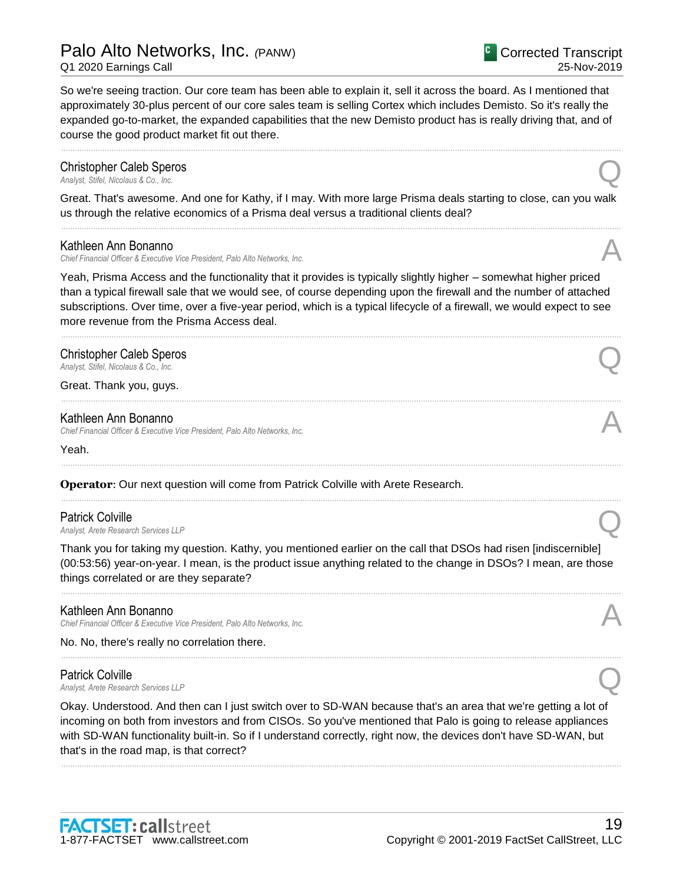So we're seeing traction. Our core team has been able to explain it, sell it across the board. As I mentioned that approximately 30-plus percent of our core sales team is selling Cortex which includes Demisto. So it's really the expanded go-to-market, the expanded capabilities that the new Demisto product has is really driving that, and of course the good product market fit out there.

---

**Christopher Caleb Speros**
*Analyst, Stifel, Nicolaus & Co., Inc.* **Q**

Great. That's awesome. And one for Kathy, if I may. With more large Prisma deals starting to close, can you walk us through the relative economics of a Prisma deal versus a traditional clients deal?

---

**Kathleen Ann Bonanno**
*Chief Financial Officer & Executive Vice President, Palo Alto Networks, Inc.* **A**

Yeah, Prisma Access and the functionality that it provides is typically slightly higher – somewhat higher priced than a typical firewall sale that we would see, of course depending upon the firewall and the number of attached subscriptions. Over time, over a five-year period, which is a typical lifecycle of a firewall, we would expect to see more revenue from the Prisma Access deal.

---

**Christopher Caleb Speros**
*Analyst, Stifel, Nicolaus & Co., Inc.* **Q**

Great. Thank you, guys.

---

**Kathleen Ann Bonanno**
*Chief Financial Officer & Executive Vice President, Palo Alto Networks, Inc.* **A**

Yeah.

---

**Operator**: Our next question will come from Patrick Colville with Arete Research.

---

**Patrick Colville**
*Analyst, Arete Research Services LLP* **Q**

Thank you for taking my question. Kathy, you mentioned earlier on the call that DSOs had risen [indiscernible] (00:53:56) year-on-year. I mean, is the product issue anything related to the change in DSOs? I mean, are those things correlated or are they separate?

---

**Kathleen Ann Bonanno**
*Chief Financial Officer & Executive Vice President, Palo Alto Networks, Inc.* **A**

No. No, there's really no correlation there.

---

**Patrick Colville**
*Analyst, Arete Research Services LLP* **Q**

Okay. Understood. And then can I just switch over to SD-WAN because that's an area that we're getting a lot of incoming on both from investors and from CISOs. So you've mentioned that Palo is going to release appliances with SD-WAN functionality built-in. So if I understand correctly, right now, the devices don't have SD-WAN, but that's in the road map, is that correct?

---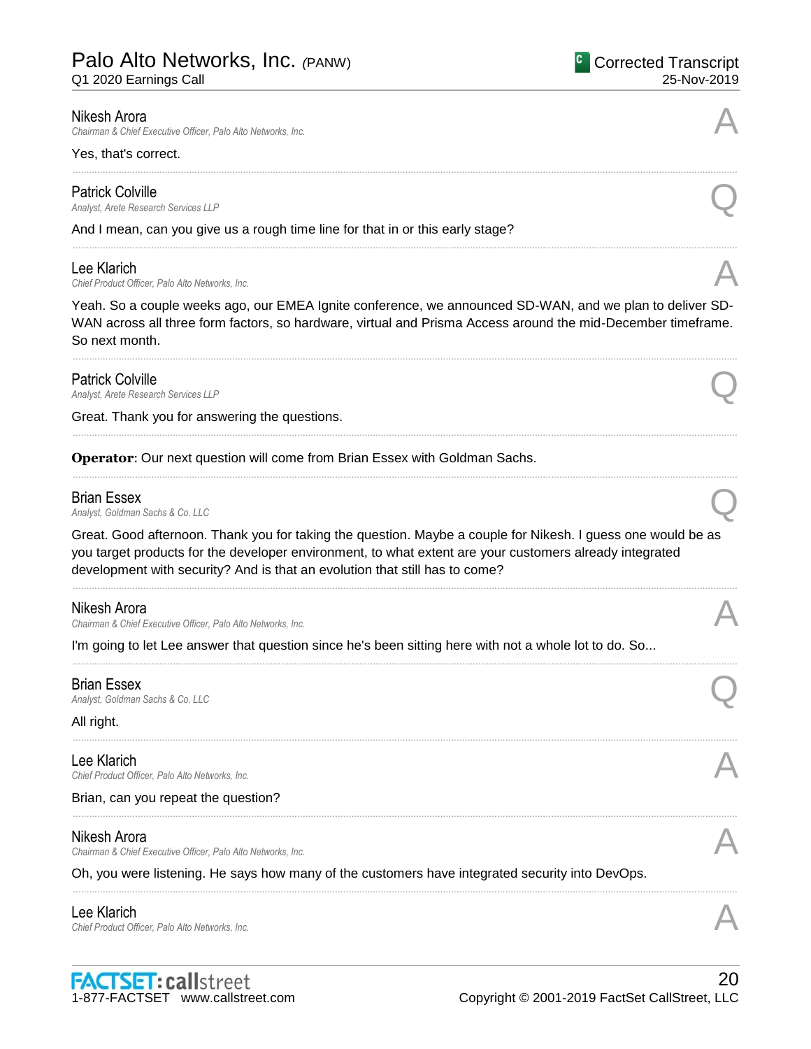Nikesh Arora
*Chairman & Chief Executive Officer, Palo Alto Networks, Inc.*

A

Yes, that's correct.

---

Patrick Colville
*Analyst, Arete Research Services LLP*

Q

And I mean, can you give us a rough time line for that in or this early stage?

---

Lee Klarich
*Chief Product Officer, Palo Alto Networks, Inc.*

A

Yeah. So a couple weeks ago, our EMEA Ignite conference, we announced SD-WAN, and we plan to deliver SD-WAN across all three form factors, so hardware, virtual and Prisma Access around the mid-December timeframe. So next month.

---

Patrick Colville
*Analyst, Arete Research Services LLP*

Q

Great. Thank you for answering the questions.

---

**Operator**: Our next question will come from Brian Essex with Goldman Sachs.

---

Brian Essex
*Analyst, Goldman Sachs & Co. LLC*

Q

Great. Good afternoon. Thank you for taking the question. Maybe a couple for Nikesh. I guess one would be as you target products for the developer environment, to what extent are your customers already integrated development with security? And is that an evolution that still has to come?

---

Nikesh Arora
*Chairman & Chief Executive Officer, Palo Alto Networks, Inc.*

A

I'm going to let Lee answer that question since he's been sitting here with not a whole lot to do. So...

---

Brian Essex
*Analyst, Goldman Sachs & Co. LLC*

Q

All right.

---

Lee Klarich
*Chief Product Officer, Palo Alto Networks, Inc.*

A

Brian, can you repeat the question?

---

Nikesh Arora
*Chairman & Chief Executive Officer, Palo Alto Networks, Inc.*

A

Oh, you were listening. He says how many of the customers have integrated security into DevOps.

---

Lee Klarich
*Chief Product Officer, Palo Alto Networks, Inc.*

A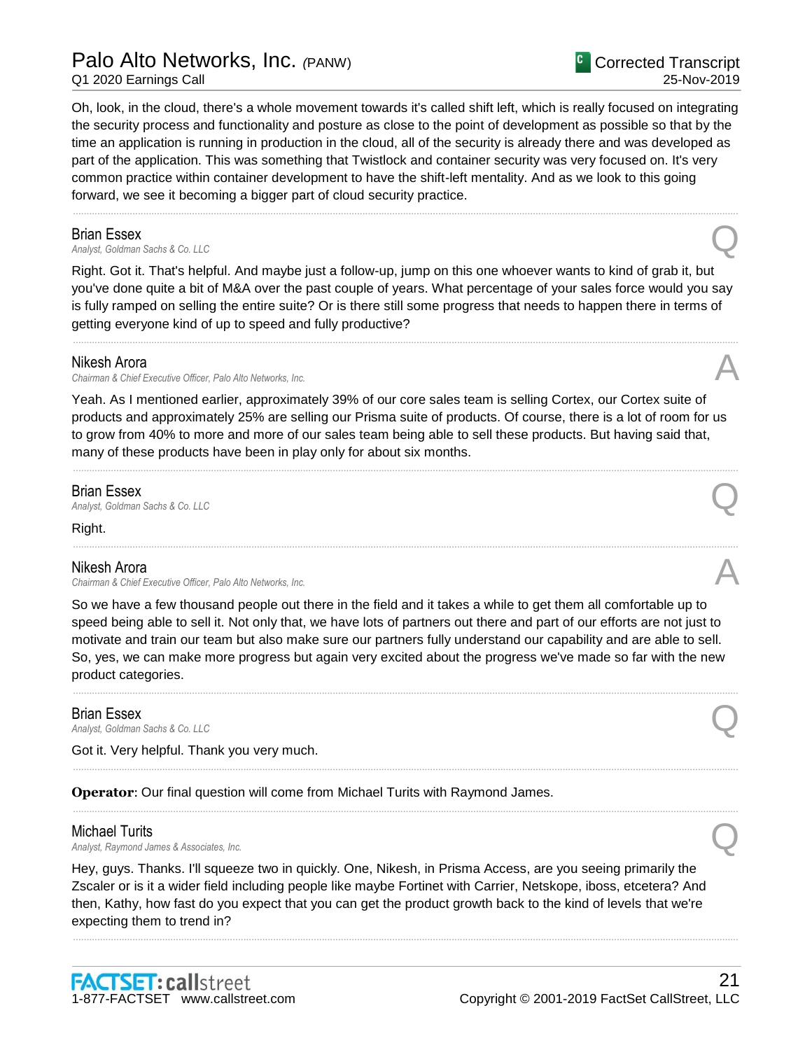Oh, look, in the cloud, there's a whole movement towards it's called shift left, which is really focused on integrating the security process and functionality and posture as close to the point of development as possible so that by the time an application is running in production in the cloud, all of the security is already there and was developed as part of the application. This was something that Twistlock and container security was very focused on. It's very common practice within container development to have the shift-left mentality. And as we look to this going forward, we see it becoming a bigger part of cloud security practice.

---

**Brian Essex**
*Analyst, Goldman Sachs & Co. LLC* **Q**

Right. Got it. That's helpful. And maybe just a follow-up, jump on this one whoever wants to kind of grab it, but you've done quite a bit of M&A over the past couple of years. What percentage of your sales force would you say is fully ramped on selling the entire suite? Or is there still some progress that needs to happen there in terms of getting everyone kind of up to speed and fully productive?

---

**Nikesh Arora**
*Chairman & Chief Executive Officer, Palo Alto Networks, Inc.* **A**

Yeah. As I mentioned earlier, approximately 39% of our core sales team is selling Cortex, our Cortex suite of products and approximately 25% are selling our Prisma suite of products. Of course, there is a lot of room for us to grow from 40% to more and more of our sales team being able to sell these products. But having said that, many of these products have been in play only for about six months.

---

**Brian Essex**
*Analyst, Goldman Sachs & Co. LLC* **Q**

Right.

---

**Nikesh Arora**
*Chairman & Chief Executive Officer, Palo Alto Networks, Inc.* **A**

So we have a few thousand people out there in the field and it takes a while to get them all comfortable up to speed being able to sell it. Not only that, we have lots of partners out there and part of our efforts are not just to motivate and train our team but also make sure our partners fully understand our capability and are able to sell. So, yes, we can make more progress but again very excited about the progress we've made so far with the new product categories.

---

**Brian Essex**
*Analyst, Goldman Sachs & Co. LLC* **Q**

Got it. Very helpful. Thank you very much.

---

**Operator**: Our final question will come from Michael Turits with Raymond James.

---

**Michael Turits**
*Analyst, Raymond James & Associates, Inc.* **Q**

Hey, guys. Thanks. I'll squeeze two in quickly. One, Nikesh, in Prisma Access, are you seeing primarily the Zscaler or is it a wider field including people like maybe Fortinet with Carrier, Netskope, iboss, etcetera? And then, Kathy, how fast do you expect that you can get the product growth back to the kind of levels that we're expecting them to trend in?

---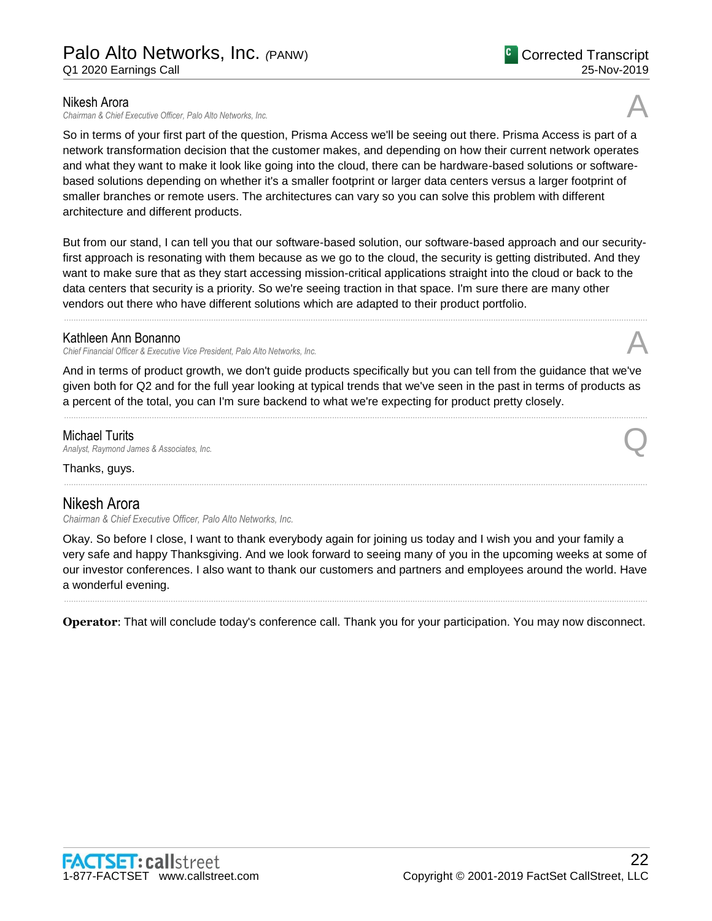**Nikesh Arora**
*Chairman & Chief Executive Officer, Palo Alto Networks, Inc.*

A

So in terms of your first part of the question, Prisma Access we'll be seeing out there. Prisma Access is part of a network transformation decision that the customer makes, and depending on how their current network operates and what they want to make it look like going into the cloud, there can be hardware-based solutions or software-based solutions depending on whether it's a smaller footprint or larger data centers versus a larger footprint of smaller branches or remote users. The architectures can vary so you can solve this problem with different architecture and different products.

But from our stand, I can tell you that our software-based solution, our software-based approach and our security-first approach is resonating with them because as we go to the cloud, the security is getting distributed. And they want to make sure that as they start accessing mission-critical applications straight into the cloud or back to the data centers that security is a priority. So we're seeing traction in that space. I'm sure there are many other vendors out there who have different solutions which are adapted to their product portfolio.

---

**Kathleen Ann Bonanno**
*Chief Financial Officer & Executive Vice President, Palo Alto Networks, Inc.*

A

And in terms of product growth, we don't guide products specifically but you can tell from the guidance that we've given both for Q2 and for the full year looking at typical trends that we've seen in the past in terms of products as a percent of the total, you can I'm sure backend to what we're expecting for product pretty closely.

---

**Michael Turits**
*Analyst, Raymond James & Associates, Inc.*

Q

Thanks, guys.

---

## Nikesh Arora
*Chairman & Chief Executive Officer, Palo Alto Networks, Inc.*

Okay. So before I close, I want to thank everybody again for joining us today and I wish you and your family a very safe and happy Thanksgiving. And we look forward to seeing many of you in the upcoming weeks at some of our investor conferences. I also want to thank our customers and partners and employees around the world. Have a wonderful evening.

---

**Operator**: That will conclude today's conference call. Thank you for your participation. You may now disconnect.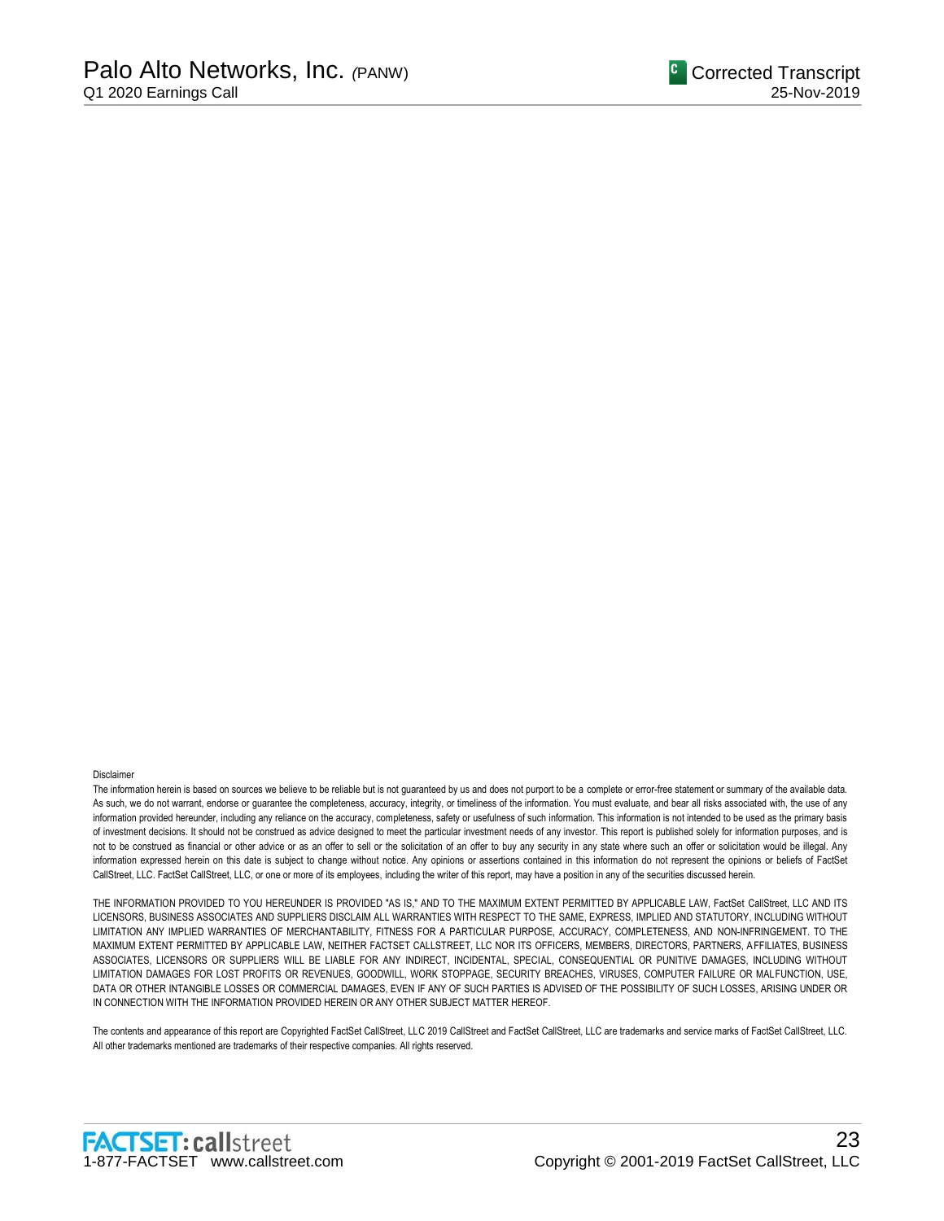Disclaimer

The information herein is based on sources we believe to be reliable but is not guaranteed by us and does not purport to be a complete or error-free statement or summary of the available data. As such, we do not warrant, endorse or guarantee the completeness, accuracy, integrity, or timeliness of the information. You must evaluate, and bear all risks associated with, the use of any information provided hereunder, including any reliance on the accuracy, completeness, safety or usefulness of such information. This information is not intended to be used as the primary basis of investment decisions. It should not be construed as advice designed to meet the particular investment needs of any investor. This report is published solely for information purposes, and is not to be construed as financial or other advice or as an offer to sell or the solicitation of an offer to buy any security in any state where such an offer or solicitation would be illegal. Any information expressed herein on this date is subject to change without notice. Any opinions or assertions contained in this information do not represent the opinions or beliefs of FactSet CallStreet, LLC. FactSet CallStreet, LLC, or one or more of its employees, including the writer of this report, may have a position in any of the securities discussed herein.

THE INFORMATION PROVIDED TO YOU HEREUNDER IS PROVIDED "AS IS," AND TO THE MAXIMUM EXTENT PERMITTED BY APPLICABLE LAW, FactSet CallStreet, LLC AND ITS LICENSORS, BUSINESS ASSOCIATES AND SUPPLIERS DISCLAIM ALL WARRANTIES WITH RESPECT TO THE SAME, EXPRESS, IMPLIED AND STATUTORY, INCLUDING WITHOUT LIMITATION ANY IMPLIED WARRANTIES OF MERCHANTABILITY, FITNESS FOR A PARTICULAR PURPOSE, ACCURACY, COMPLETENESS, AND NON-INFRINGEMENT. TO THE MAXIMUM EXTENT PERMITTED BY APPLICABLE LAW, NEITHER FACTSET CALLSTREET, LLC NOR ITS OFFICERS, MEMBERS, DIRECTORS, PARTNERS, AFFILIATES, BUSINESS ASSOCIATES, LICENSORS OR SUPPLIERS WILL BE LIABLE FOR ANY INDIRECT, INCIDENTAL, SPECIAL, CONSEQUENTIAL OR PUNITIVE DAMAGES, INCLUDING WITHOUT LIMITATION DAMAGES FOR LOST PROFITS OR REVENUES, GOODWILL, WORK STOPPAGE, SECURITY BREACHES, VIRUSES, COMPUTER FAILURE OR MALFUNCTION, USE, DATA OR OTHER INTANGIBLE LOSSES OR COMMERCIAL DAMAGES, EVEN IF ANY OF SUCH PARTIES IS ADVISED OF THE POSSIBILITY OF SUCH LOSSES, ARISING UNDER OR IN CONNECTION WITH THE INFORMATION PROVIDED HEREIN OR ANY OTHER SUBJECT MATTER HEREOF.

The contents and appearance of this report are Copyrighted FactSet CallStreet, LLC 2019 CallStreet and FactSet CallStreet, LLC are trademarks and service marks of FactSet CallStreet, LLC. All other trademarks mentioned are trademarks of their respective companies. All rights reserved.